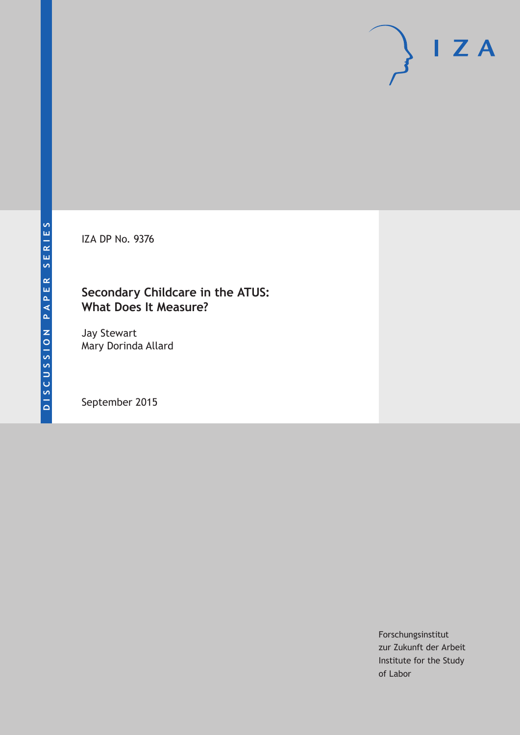DISCUSSION PAPER SERIES

IZA DP No. 9376

# Secondary Childcare in the ATUS: What Does It Measure?

Jay Stewart
Mary Dorinda Allard

September 2015

Forschungsinstitut
zur Zukunft der Arbeit
Institute for the Study
of Labor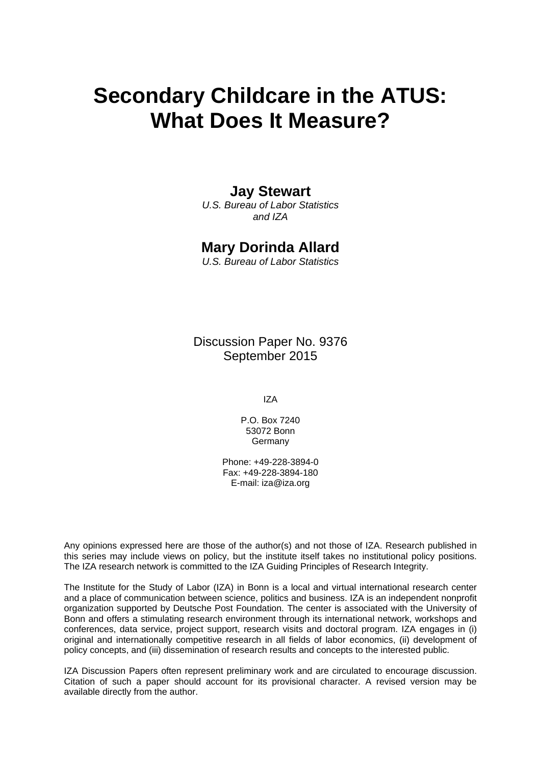# Secondary Childcare in the ATUS: What Does It Measure?

**Jay Stewart**

*U.S. Bureau of Labor Statistics and IZA*

**Mary Dorinda Allard**

*U.S. Bureau of Labor Statistics*

Discussion Paper No. 9376
September 2015

IZA

P.O. Box 7240
53072 Bonn
Germany

Phone: +49-228-3894-0
Fax: +49-228-3894-180
E-mail: iza@iza.org

Any opinions expressed here are those of the author(s) and not those of IZA. Research published in this series may include views on policy, but the institute itself takes no institutional policy positions. The IZA research network is committed to the IZA Guiding Principles of Research Integrity.

The Institute for the Study of Labor (IZA) in Bonn is a local and virtual international research center and a place of communication between science, politics and business. IZA is an independent nonprofit organization supported by Deutsche Post Foundation. The center is associated with the University of Bonn and offers a stimulating research environment through its international network, workshops and conferences, data service, project support, research visits and doctoral program. IZA engages in (i) original and internationally competitive research in all fields of labor economics, (ii) development of policy concepts, and (iii) dissemination of research results and concepts to the interested public.

IZA Discussion Papers often represent preliminary work and are circulated to encourage discussion. Citation of such a paper should account for its provisional character. A revised version may be available directly from the author.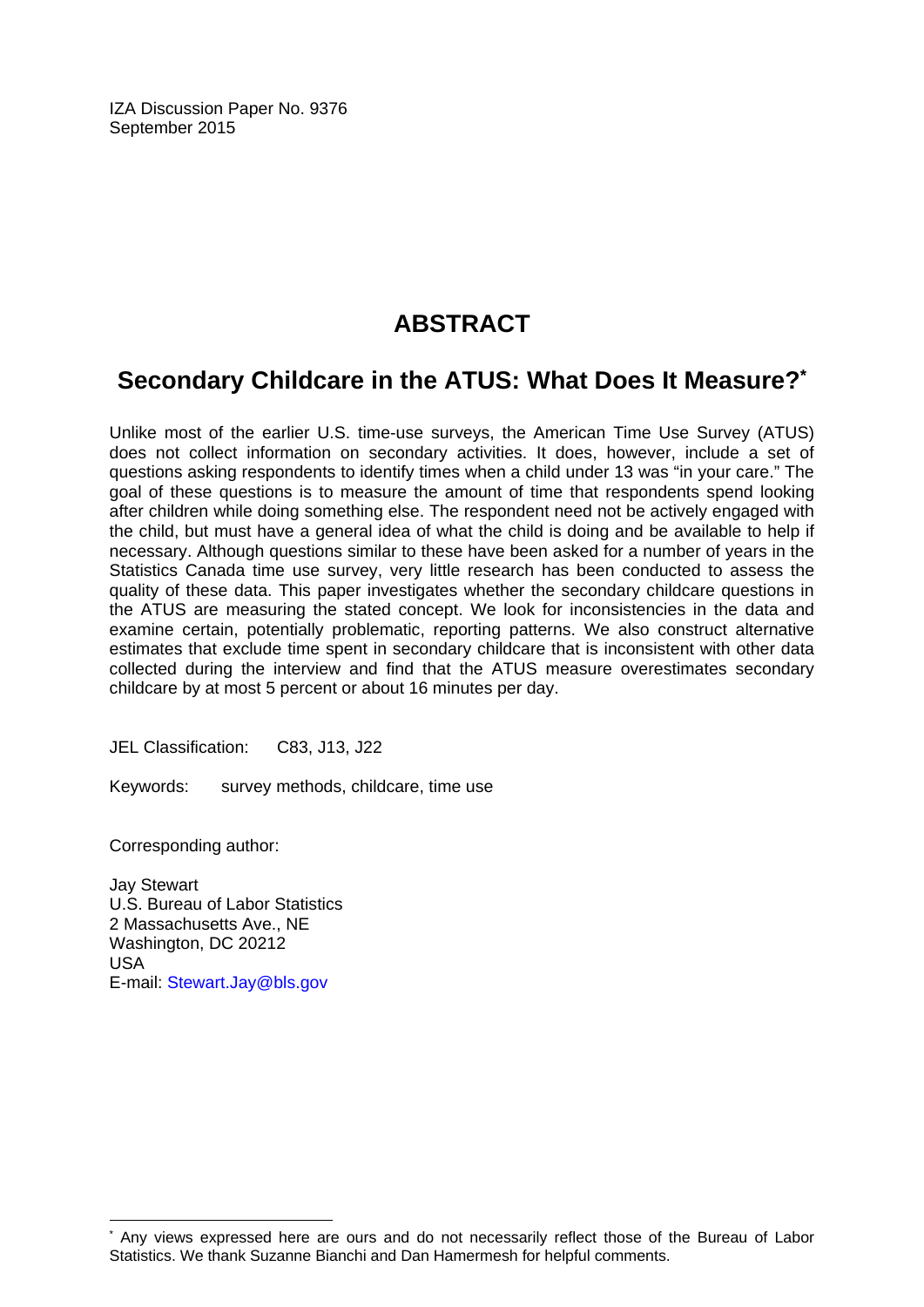IZA Discussion Paper No. 9376
September 2015

# ABSTRACT

## Secondary Childcare in the ATUS: What Does It Measure?*

Unlike most of the earlier U.S. time-use surveys, the American Time Use Survey (ATUS) does not collect information on secondary activities. It does, however, include a set of questions asking respondents to identify times when a child under 13 was "in your care." The goal of these questions is to measure the amount of time that respondents spend looking after children while doing something else. The respondent need not be actively engaged with the child, but must have a general idea of what the child is doing and be available to help if necessary. Although questions similar to these have been asked for a number of years in the Statistics Canada time use survey, very little research has been conducted to assess the quality of these data. This paper investigates whether the secondary childcare questions in the ATUS are measuring the stated concept. We look for inconsistencies in the data and examine certain, potentially problematic, reporting patterns. We also construct alternative estimates that exclude time spent in secondary childcare that is inconsistent with other data collected during the interview and find that the ATUS measure overestimates secondary childcare by at most 5 percent or about 16 minutes per day.

JEL Classification: C83, J13, J22

Keywords: survey methods, childcare, time use

Corresponding author:

Jay Stewart
U.S. Bureau of Labor Statistics
2 Massachusetts Ave., NE
Washington, DC 20212
USA
E-mail: Stewart.Jay@bls.gov

---

* Any views expressed here are ours and do not necessarily reflect those of the Bureau of Labor Statistics. We thank Suzanne Bianchi and Dan Hamermesh for helpful comments.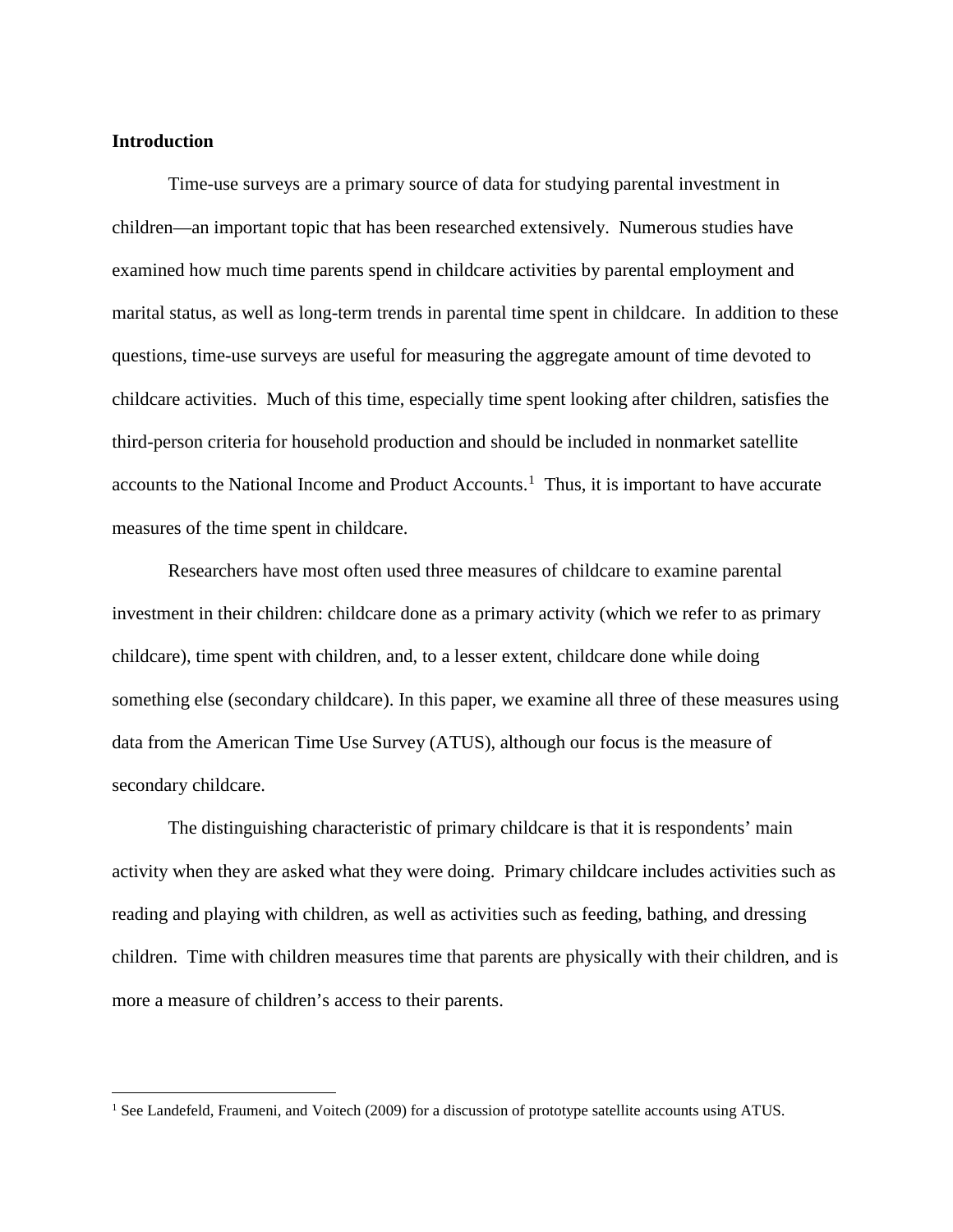**Introduction**

Time-use surveys are a primary source of data for studying parental investment in children—an important topic that has been researched extensively. Numerous studies have examined how much time parents spend in childcare activities by parental employment and marital status, as well as long-term trends in parental time spent in childcare. In addition to these questions, time-use surveys are useful for measuring the aggregate amount of time devoted to childcare activities. Much of this time, especially time spent looking after children, satisfies the third-person criteria for household production and should be included in nonmarket satellite accounts to the National Income and Product Accounts.[1] Thus, it is important to have accurate measures of the time spent in childcare.

Researchers have most often used three measures of childcare to examine parental investment in their children: childcare done as a primary activity (which we refer to as primary childcare), time spent with children, and, to a lesser extent, childcare done while doing something else (secondary childcare). In this paper, we examine all three of these measures using data from the American Time Use Survey (ATUS), although our focus is the measure of secondary childcare.

The distinguishing characteristic of primary childcare is that it is respondents' main activity when they are asked what they were doing. Primary childcare includes activities such as reading and playing with children, as well as activities such as feeding, bathing, and dressing children. Time with children measures time that parents are physically with their children, and is more a measure of children's access to their parents.

[1] See Landefeld, Fraumeni, and Voitech (2009) for a discussion of prototype satellite accounts using ATUS.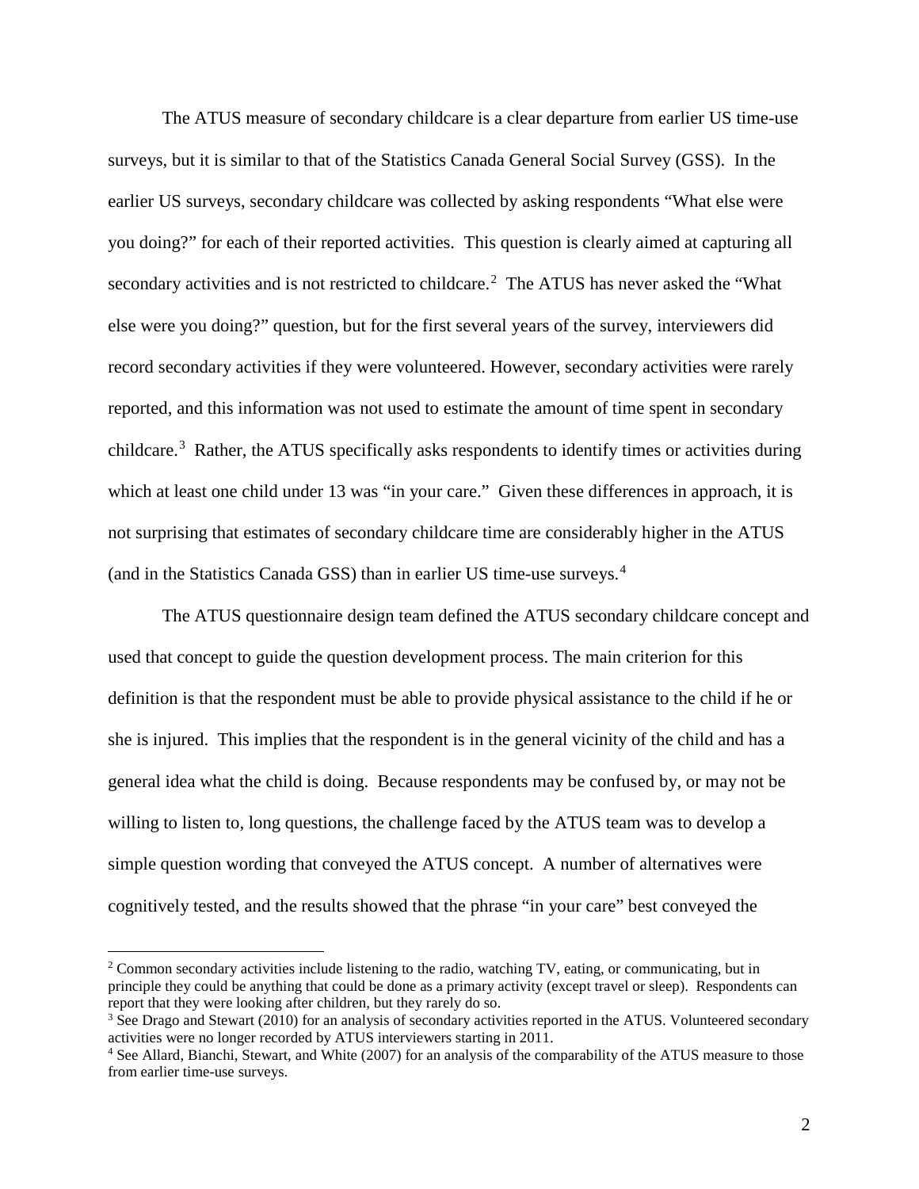The ATUS measure of secondary childcare is a clear departure from earlier US time-use surveys, but it is similar to that of the Statistics Canada General Social Survey (GSS). In the earlier US surveys, secondary childcare was collected by asking respondents "What else were you doing?" for each of their reported activities. This question is clearly aimed at capturing all secondary activities and is not restricted to childcare.[2] The ATUS has never asked the "What else were you doing?" question, but for the first several years of the survey, interviewers did record secondary activities if they were volunteered. However, secondary activities were rarely reported, and this information was not used to estimate the amount of time spent in secondary childcare.[3] Rather, the ATUS specifically asks respondents to identify times or activities during which at least one child under 13 was "in your care." Given these differences in approach, it is not surprising that estimates of secondary childcare time are considerably higher in the ATUS (and in the Statistics Canada GSS) than in earlier US time-use surveys.[4]

The ATUS questionnaire design team defined the ATUS secondary childcare concept and used that concept to guide the question development process. The main criterion for this definition is that the respondent must be able to provide physical assistance to the child if he or she is injured. This implies that the respondent is in the general vicinity of the child and has a general idea what the child is doing. Because respondents may be confused by, or may not be willing to listen to, long questions, the challenge faced by the ATUS team was to develop a simple question wording that conveyed the ATUS concept. A number of alternatives were cognitively tested, and the results showed that the phrase "in your care" best conveyed the

---

[2] Common secondary activities include listening to the radio, watching TV, eating, or communicating, but in principle they could be anything that could be done as a primary activity (except travel or sleep). Respondents can report that they were looking after children, but they rarely do so.

[3] See Drago and Stewart (2010) for an analysis of secondary activities reported in the ATUS. Volunteered secondary activities were no longer recorded by ATUS interviewers starting in 2011.

[4] See Allard, Bianchi, Stewart, and White (2007) for an analysis of the comparability of the ATUS measure to those from earlier time-use surveys.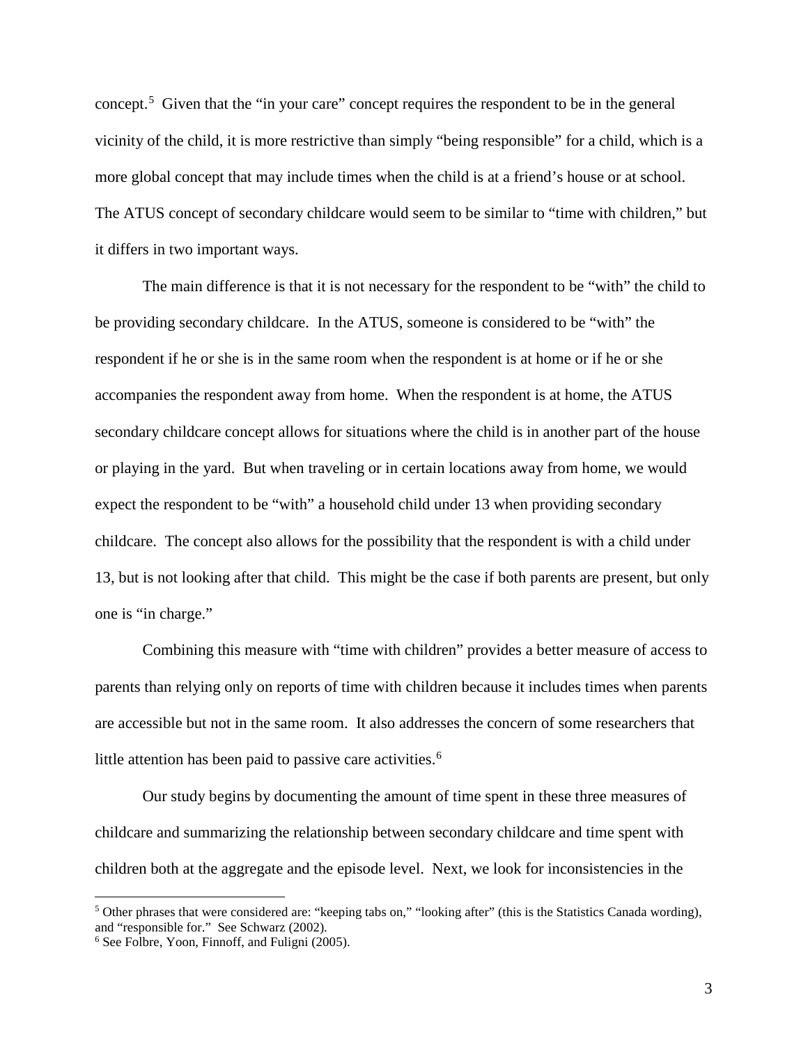concept.[5] Given that the "in your care" concept requires the respondent to be in the general vicinity of the child, it is more restrictive than simply "being responsible" for a child, which is a more global concept that may include times when the child is at a friend's house or at school. The ATUS concept of secondary childcare would seem to be similar to "time with children," but it differs in two important ways.

The main difference is that it is not necessary for the respondent to be "with" the child to be providing secondary childcare. In the ATUS, someone is considered to be "with" the respondent if he or she is in the same room when the respondent is at home or if he or she accompanies the respondent away from home. When the respondent is at home, the ATUS secondary childcare concept allows for situations where the child is in another part of the house or playing in the yard. But when traveling or in certain locations away from home, we would expect the respondent to be "with" a household child under 13 when providing secondary childcare. The concept also allows for the possibility that the respondent is with a child under 13, but is not looking after that child. This might be the case if both parents are present, but only one is "in charge."

Combining this measure with "time with children" provides a better measure of access to parents than relying only on reports of time with children because it includes times when parents are accessible but not in the same room. It also addresses the concern of some researchers that little attention has been paid to passive care activities.[6]

Our study begins by documenting the amount of time spent in these three measures of childcare and summarizing the relationship between secondary childcare and time spent with children both at the aggregate and the episode level. Next, we look for inconsistencies in the

---

[5] Other phrases that were considered are: "keeping tabs on," "looking after" (this is the Statistics Canada wording), and "responsible for." See Schwarz (2002).

[6] See Folbre, Yoon, Finnoff, and Fuligni (2005).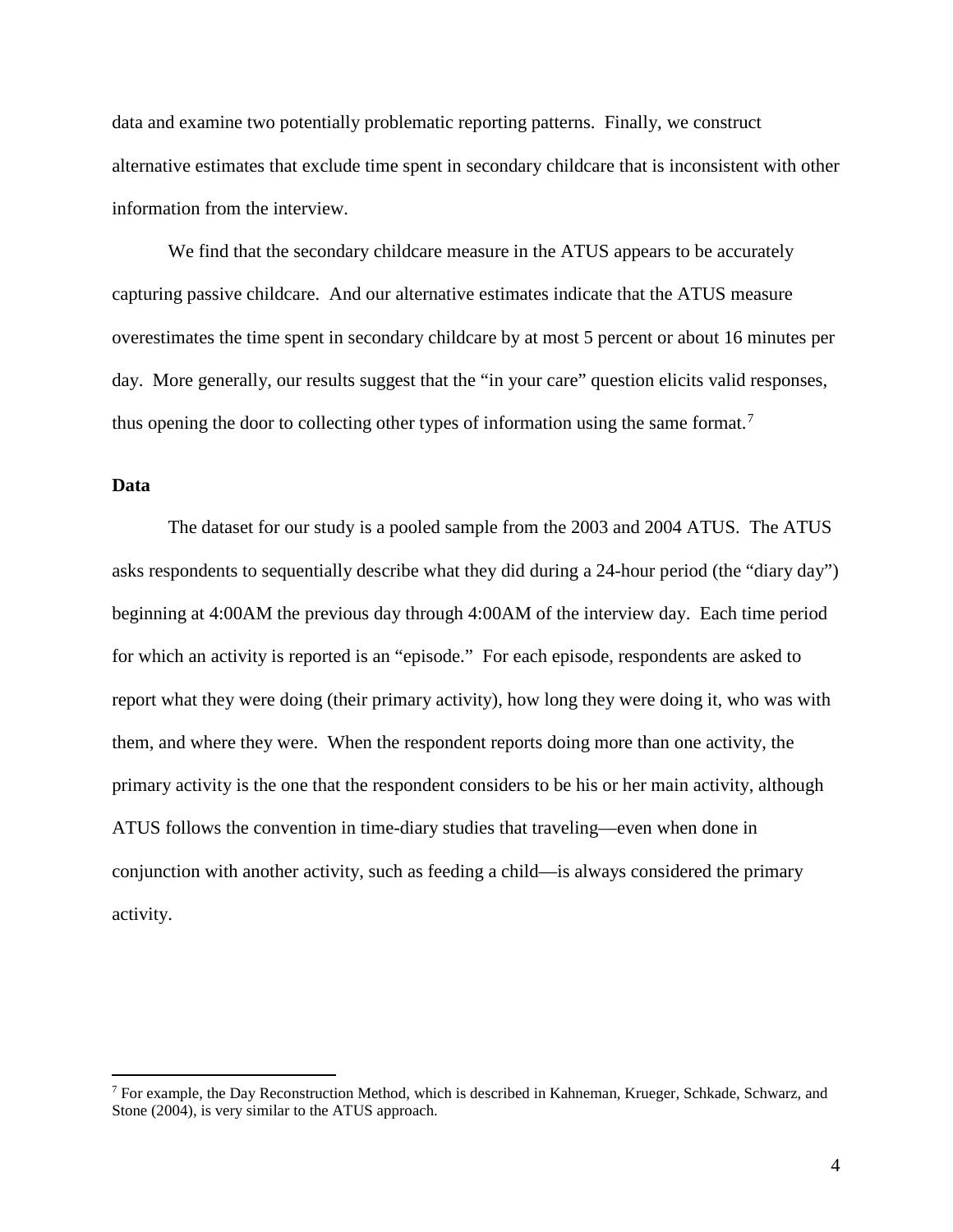data and examine two potentially problematic reporting patterns. Finally, we construct alternative estimates that exclude time spent in secondary childcare that is inconsistent with other information from the interview.

We find that the secondary childcare measure in the ATUS appears to be accurately capturing passive childcare. And our alternative estimates indicate that the ATUS measure overestimates the time spent in secondary childcare by at most 5 percent or about 16 minutes per day. More generally, our results suggest that the "in your care" question elicits valid responses, thus opening the door to collecting other types of information using the same format.[7]

## Data

The dataset for our study is a pooled sample from the 2003 and 2004 ATUS. The ATUS asks respondents to sequentially describe what they did during a 24-hour period (the "diary day") beginning at 4:00AM the previous day through 4:00AM of the interview day. Each time period for which an activity is reported is an "episode." For each episode, respondents are asked to report what they were doing (their primary activity), how long they were doing it, who was with them, and where they were. When the respondent reports doing more than one activity, the primary activity is the one that the respondent considers to be his or her main activity, although ATUS follows the convention in time-diary studies that traveling—even when done in conjunction with another activity, such as feeding a child—is always considered the primary activity.

---

[7] For example, the Day Reconstruction Method, which is described in Kahneman, Krueger, Schkade, Schwarz, and Stone (2004), is very similar to the ATUS approach.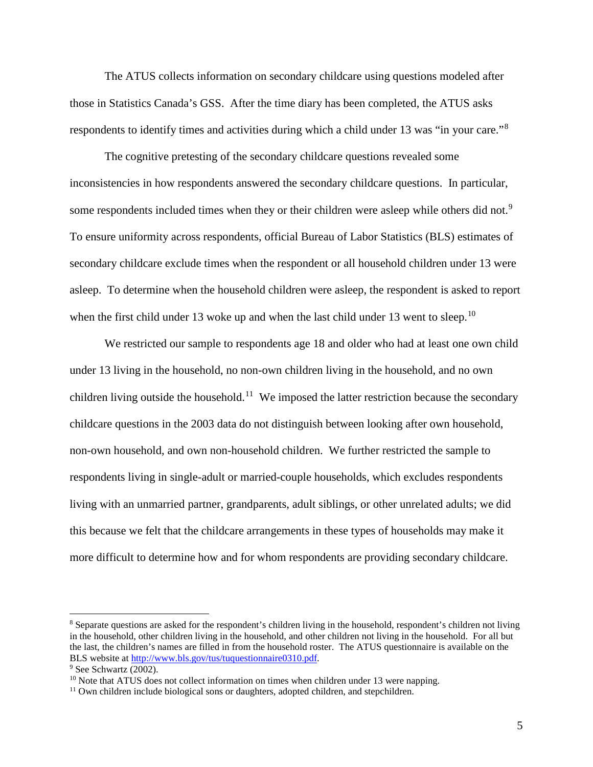The ATUS collects information on secondary childcare using questions modeled after those in Statistics Canada's GSS. After the time diary has been completed, the ATUS asks respondents to identify times and activities during which a child under 13 was "in your care."[8]

The cognitive pretesting of the secondary childcare questions revealed some inconsistencies in how respondents answered the secondary childcare questions. In particular, some respondents included times when they or their children were asleep while others did not.[9] To ensure uniformity across respondents, official Bureau of Labor Statistics (BLS) estimates of secondary childcare exclude times when the respondent or all household children under 13 were asleep. To determine when the household children were asleep, the respondent is asked to report when the first child under 13 woke up and when the last child under 13 went to sleep.[10]

We restricted our sample to respondents age 18 and older who had at least one own child under 13 living in the household, no non-own children living in the household, and no own children living outside the household.[11] We imposed the latter restriction because the secondary childcare questions in the 2003 data do not distinguish between looking after own household, non-own household, and own non-household children. We further restricted the sample to respondents living in single-adult or married-couple households, which excludes respondents living with an unmarried partner, grandparents, adult siblings, or other unrelated adults; we did this because we felt that the childcare arrangements in these types of households may make it more difficult to determine how and for whom respondents are providing secondary childcare.

---

[8] Separate questions are asked for the respondent's children living in the household, respondent's children not living in the household, other children living in the household, and other children not living in the household. For all but the last, the children's names are filled in from the household roster. The ATUS questionnaire is available on the BLS website at http://www.bls.gov/tus/tuquestionnaire0310.pdf.

[9] See Schwartz (2002).

[10] Note that ATUS does not collect information on times when children under 13 were napping.

[11] Own children include biological sons or daughters, adopted children, and stepchildren.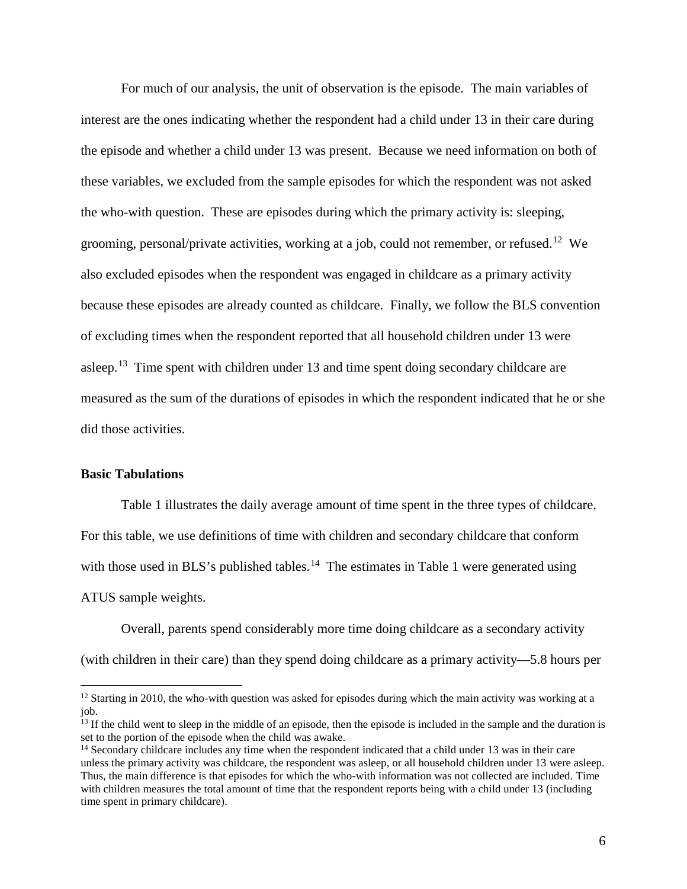For much of our analysis, the unit of observation is the episode. The main variables of interest are the ones indicating whether the respondent had a child under 13 in their care during the episode and whether a child under 13 was present. Because we need information on both of these variables, we excluded from the sample episodes for which the respondent was not asked the who-with question. These are episodes during which the primary activity is: sleeping, grooming, personal/private activities, working at a job, could not remember, or refused.[12] We also excluded episodes when the respondent was engaged in childcare as a primary activity because these episodes are already counted as childcare. Finally, we follow the BLS convention of excluding times when the respondent reported that all household children under 13 were asleep.[13] Time spent with children under 13 and time spent doing secondary childcare are measured as the sum of the durations of episodes in which the respondent indicated that he or she did those activities.

**Basic Tabulations**

Table 1 illustrates the daily average amount of time spent in the three types of childcare. For this table, we use definitions of time with children and secondary childcare that conform with those used in BLS's published tables.[14] The estimates in Table 1 were generated using ATUS sample weights.

Overall, parents spend considerably more time doing childcare as a secondary activity (with children in their care) than they spend doing childcare as a primary activity—5.8 hours per

---

[12] Starting in 2010, the who-with question was asked for episodes during which the main activity was working at a job.

[13] If the child went to sleep in the middle of an episode, then the episode is included in the sample and the duration is set to the portion of the episode when the child was awake.

[14] Secondary childcare includes any time when the respondent indicated that a child under 13 was in their care unless the primary activity was childcare, the respondent was asleep, or all household children under 13 were asleep. Thus, the main difference is that episodes for which the who-with information was not collected are included. Time with children measures the total amount of time that the respondent reports being with a child under 13 (including time spent in primary childcare).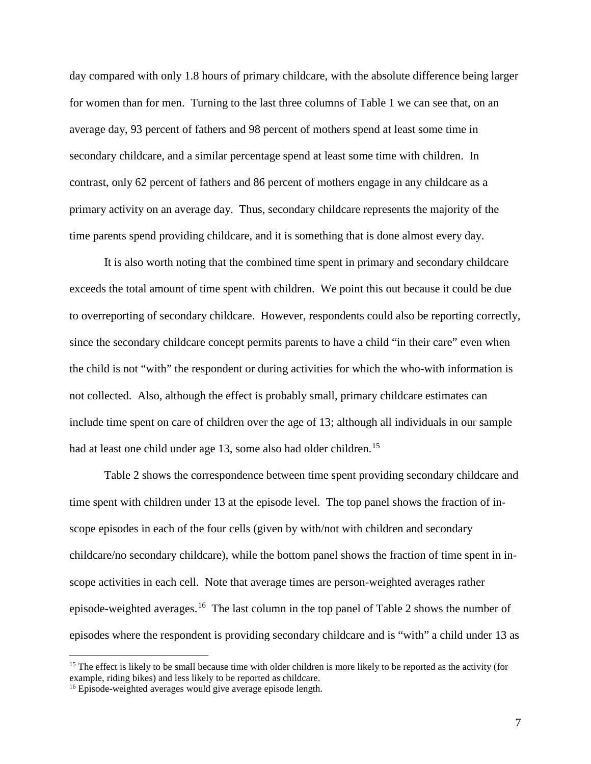day compared with only 1.8 hours of primary childcare, with the absolute difference being larger for women than for men. Turning to the last three columns of Table 1 we can see that, on an average day, 93 percent of fathers and 98 percent of mothers spend at least some time in secondary childcare, and a similar percentage spend at least some time with children. In contrast, only 62 percent of fathers and 86 percent of mothers engage in any childcare as a primary activity on an average day. Thus, secondary childcare represents the majority of the time parents spend providing childcare, and it is something that is done almost every day.

It is also worth noting that the combined time spent in primary and secondary childcare exceeds the total amount of time spent with children. We point this out because it could be due to overreporting of secondary childcare. However, respondents could also be reporting correctly, since the secondary childcare concept permits parents to have a child "in their care" even when the child is not "with" the respondent or during activities for which the who-with information is not collected. Also, although the effect is probably small, primary childcare estimates can include time spent on care of children over the age of 13; although all individuals in our sample had at least one child under age 13, some also had older children.[15]

Table 2 shows the correspondence between time spent providing secondary childcare and time spent with children under 13 at the episode level. The top panel shows the fraction of in-scope episodes in each of the four cells (given by with/not with children and secondary childcare/no secondary childcare), while the bottom panel shows the fraction of time spent in in-scope activities in each cell. Note that average times are person-weighted averages rather episode-weighted averages.[16] The last column in the top panel of Table 2 shows the number of episodes where the respondent is providing secondary childcare and is "with" a child under 13 as

[15] The effect is likely to be small because time with older children is more likely to be reported as the activity (for example, riding bikes) and less likely to be reported as childcare.

[16] Episode-weighted averages would give average episode length.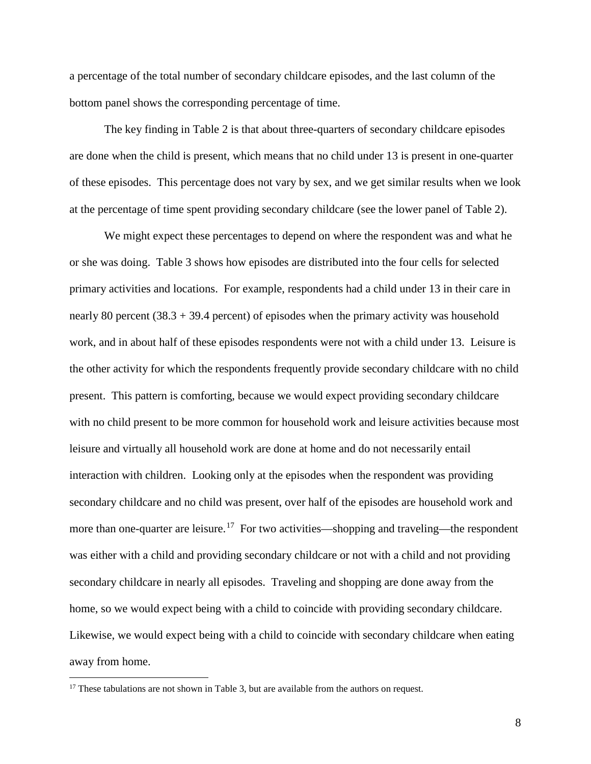a percentage of the total number of secondary childcare episodes, and the last column of the bottom panel shows the corresponding percentage of time.

The key finding in Table 2 is that about three-quarters of secondary childcare episodes are done when the child is present, which means that no child under 13 is present in one-quarter of these episodes. This percentage does not vary by sex, and we get similar results when we look at the percentage of time spent providing secondary childcare (see the lower panel of Table 2).

We might expect these percentages to depend on where the respondent was and what he or she was doing. Table 3 shows how episodes are distributed into the four cells for selected primary activities and locations. For example, respondents had a child under 13 in their care in nearly 80 percent (38.3 + 39.4 percent) of episodes when the primary activity was household work, and in about half of these episodes respondents were not with a child under 13. Leisure is the other activity for which the respondents frequently provide secondary childcare with no child present. This pattern is comforting, because we would expect providing secondary childcare with no child present to be more common for household work and leisure activities because most leisure and virtually all household work are done at home and do not necessarily entail interaction with children. Looking only at the episodes when the respondent was providing secondary childcare and no child was present, over half of the episodes are household work and more than one-quarter are leisure.[17] For two activities—shopping and traveling—the respondent was either with a child and providing secondary childcare or not with a child and not providing secondary childcare in nearly all episodes. Traveling and shopping are done away from the home, so we would expect being with a child to coincide with providing secondary childcare. Likewise, we would expect being with a child to coincide with secondary childcare when eating away from home.

[17] These tabulations are not shown in Table 3, but are available from the authors on request.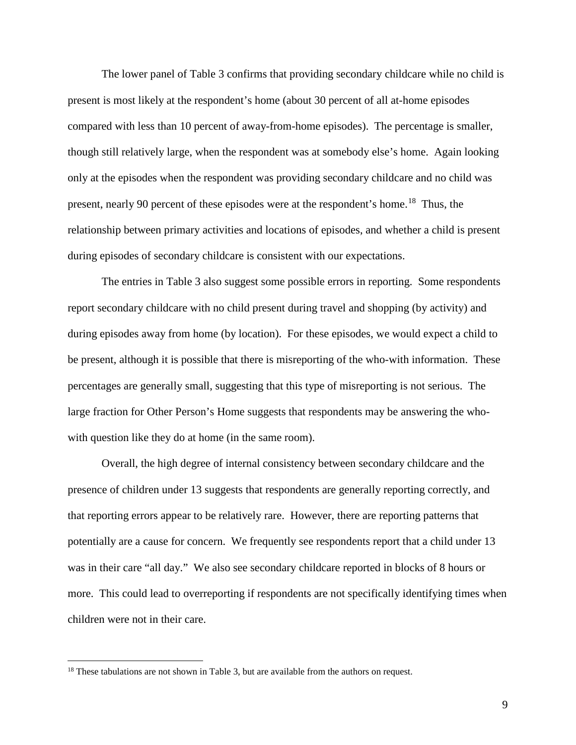The lower panel of Table 3 confirms that providing secondary childcare while no child is present is most likely at the respondent's home (about 30 percent of all at-home episodes compared with less than 10 percent of away-from-home episodes). The percentage is smaller, though still relatively large, when the respondent was at somebody else's home. Again looking only at the episodes when the respondent was providing secondary childcare and no child was present, nearly 90 percent of these episodes were at the respondent's home.[18] Thus, the relationship between primary activities and locations of episodes, and whether a child is present during episodes of secondary childcare is consistent with our expectations.

The entries in Table 3 also suggest some possible errors in reporting. Some respondents report secondary childcare with no child present during travel and shopping (by activity) and during episodes away from home (by location). For these episodes, we would expect a child to be present, although it is possible that there is misreporting of the who-with information. These percentages are generally small, suggesting that this type of misreporting is not serious. The large fraction for Other Person's Home suggests that respondents may be answering the who-with question like they do at home (in the same room).

Overall, the high degree of internal consistency between secondary childcare and the presence of children under 13 suggests that respondents are generally reporting correctly, and that reporting errors appear to be relatively rare. However, there are reporting patterns that potentially are a cause for concern. We frequently see respondents report that a child under 13 was in their care "all day." We also see secondary childcare reported in blocks of 8 hours or more. This could lead to overreporting if respondents are not specifically identifying times when children were not in their care.

[18] These tabulations are not shown in Table 3, but are available from the authors on request.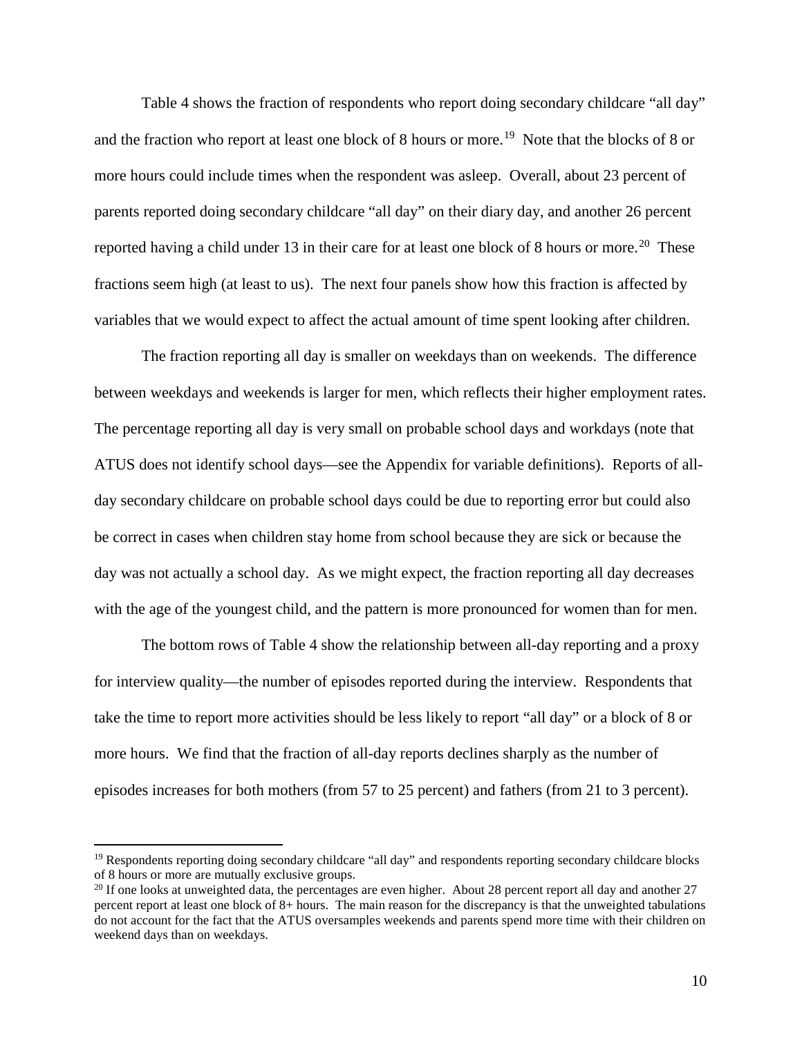Table 4 shows the fraction of respondents who report doing secondary childcare "all day" and the fraction who report at least one block of 8 hours or more.[19] Note that the blocks of 8 or more hours could include times when the respondent was asleep. Overall, about 23 percent of parents reported doing secondary childcare "all day" on their diary day, and another 26 percent reported having a child under 13 in their care for at least one block of 8 hours or more.[20] These fractions seem high (at least to us). The next four panels show how this fraction is affected by variables that we would expect to affect the actual amount of time spent looking after children.

The fraction reporting all day is smaller on weekdays than on weekends. The difference between weekdays and weekends is larger for men, which reflects their higher employment rates. The percentage reporting all day is very small on probable school days and workdays (note that ATUS does not identify school days—see the Appendix for variable definitions). Reports of all-day secondary childcare on probable school days could be due to reporting error but could also be correct in cases when children stay home from school because they are sick or because the day was not actually a school day. As we might expect, the fraction reporting all day decreases with the age of the youngest child, and the pattern is more pronounced for women than for men.

The bottom rows of Table 4 show the relationship between all-day reporting and a proxy for interview quality—the number of episodes reported during the interview. Respondents that take the time to report more activities should be less likely to report "all day" or a block of 8 or more hours. We find that the fraction of all-day reports declines sharply as the number of episodes increases for both mothers (from 57 to 25 percent) and fathers (from 21 to 3 percent).

---

[19] Respondents reporting doing secondary childcare "all day" and respondents reporting secondary childcare blocks of 8 hours or more are mutually exclusive groups.

[20] If one looks at unweighted data, the percentages are even higher. About 28 percent report all day and another 27 percent report at least one block of 8+ hours. The main reason for the discrepancy is that the unweighted tabulations do not account for the fact that the ATUS oversamples weekends and parents spend more time with their children on weekend days than on weekdays.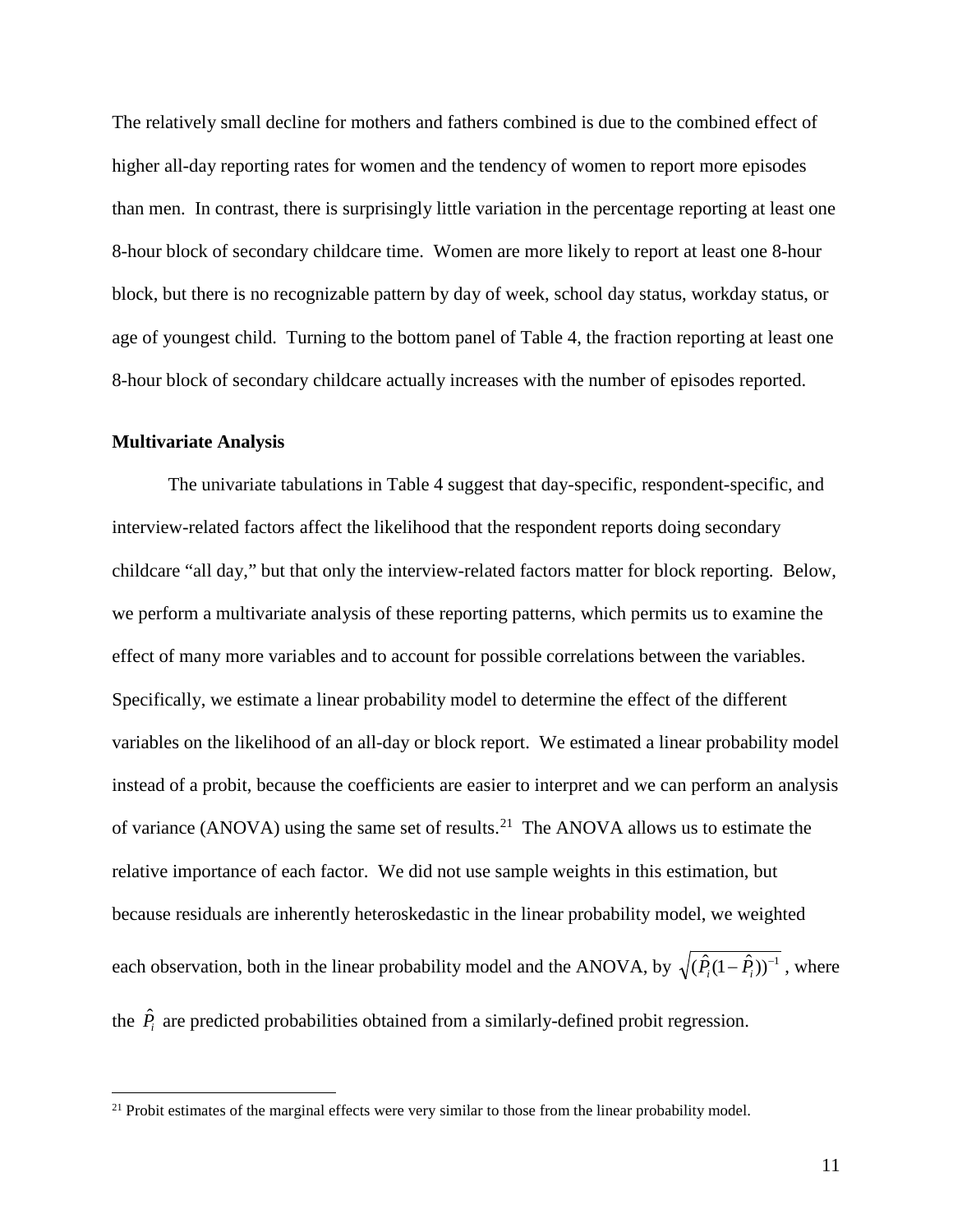The relatively small decline for mothers and fathers combined is due to the combined effect of higher all-day reporting rates for women and the tendency of women to report more episodes than men. In contrast, there is surprisingly little variation in the percentage reporting at least one 8-hour block of secondary childcare time. Women are more likely to report at least one 8-hour block, but there is no recognizable pattern by day of week, school day status, workday status, or age of youngest child. Turning to the bottom panel of Table 4, the fraction reporting at least one 8-hour block of secondary childcare actually increases with the number of episodes reported.

**Multivariate Analysis**

The univariate tabulations in Table 4 suggest that day-specific, respondent-specific, and interview-related factors affect the likelihood that the respondent reports doing secondary childcare "all day," but that only the interview-related factors matter for block reporting. Below, we perform a multivariate analysis of these reporting patterns, which permits us to examine the effect of many more variables and to account for possible correlations between the variables. Specifically, we estimate a linear probability model to determine the effect of the different variables on the likelihood of an all-day or block report. We estimated a linear probability model instead of a probit, because the coefficients are easier to interpret and we can perform an analysis of variance (ANOVA) using the same set of results.[21] The ANOVA allows us to estimate the relative importance of each factor. We did not use sample weights in this estimation, but because residuals are inherently heteroskedastic in the linear probability model, we weighted each observation, both in the linear probability model and the ANOVA, by $\sqrt{(\hat{P}_i(1-\hat{P}_i))^{-1}}$, where the $\hat{P}_i$ are predicted probabilities obtained from a similarly-defined probit regression.

[21] Probit estimates of the marginal effects were very similar to those from the linear probability model.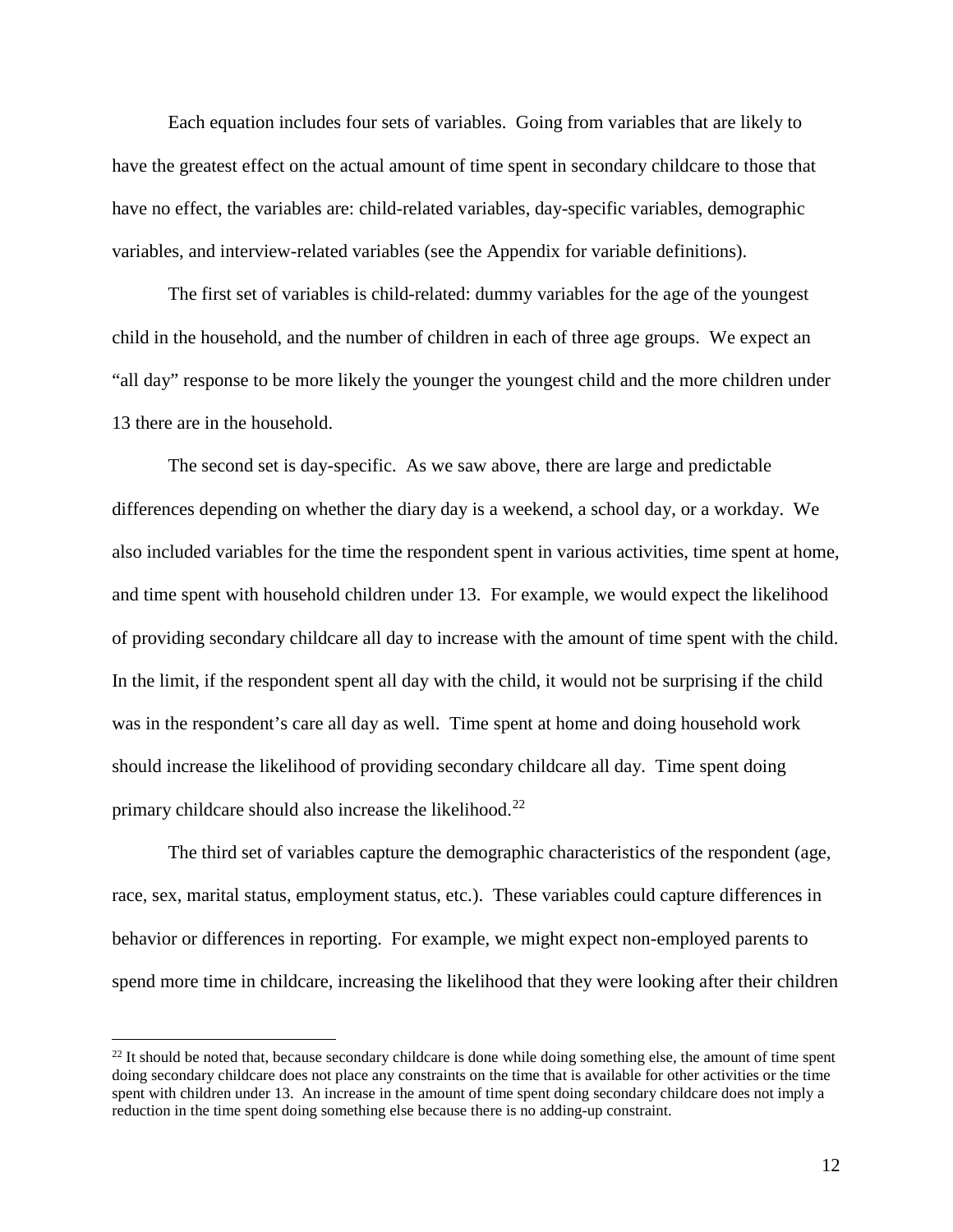Each equation includes four sets of variables. Going from variables that are likely to have the greatest effect on the actual amount of time spent in secondary childcare to those that have no effect, the variables are: child-related variables, day-specific variables, demographic variables, and interview-related variables (see the Appendix for variable definitions).

The first set of variables is child-related: dummy variables for the age of the youngest child in the household, and the number of children in each of three age groups. We expect an "all day" response to be more likely the younger the youngest child and the more children under 13 there are in the household.

The second set is day-specific. As we saw above, there are large and predictable differences depending on whether the diary day is a weekend, a school day, or a workday. We also included variables for the time the respondent spent in various activities, time spent at home, and time spent with household children under 13. For example, we would expect the likelihood of providing secondary childcare all day to increase with the amount of time spent with the child. In the limit, if the respondent spent all day with the child, it would not be surprising if the child was in the respondent's care all day as well. Time spent at home and doing household work should increase the likelihood of providing secondary childcare all day. Time spent doing primary childcare should also increase the likelihood.[22]

The third set of variables capture the demographic characteristics of the respondent (age, race, sex, marital status, employment status, etc.). These variables could capture differences in behavior or differences in reporting. For example, we might expect non-employed parents to spend more time in childcare, increasing the likelihood that they were looking after their children

[22] It should be noted that, because secondary childcare is done while doing something else, the amount of time spent doing secondary childcare does not place any constraints on the time that is available for other activities or the time spent with children under 13. An increase in the amount of time spent doing secondary childcare does not imply a reduction in the time spent doing something else because there is no adding-up constraint.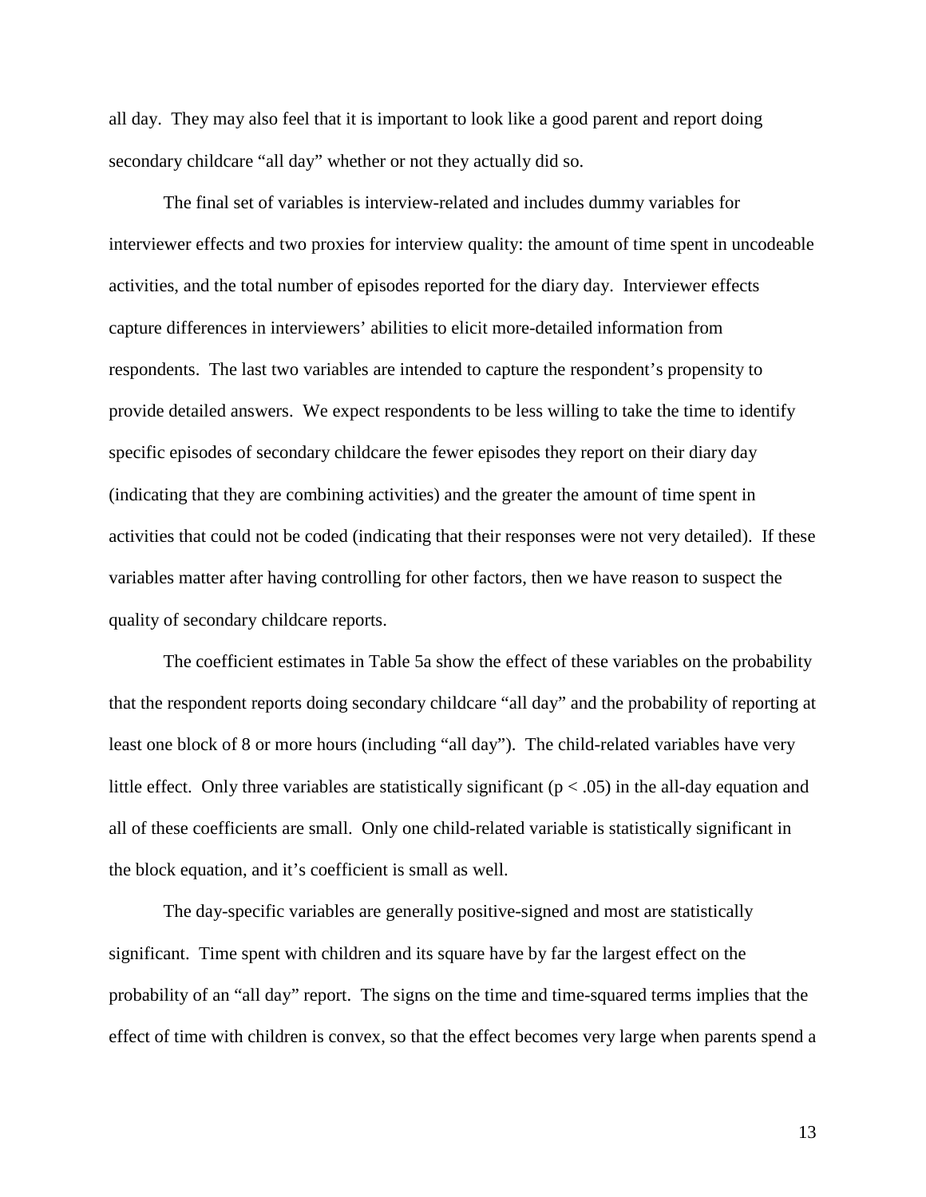all day. They may also feel that it is important to look like a good parent and report doing secondary childcare "all day" whether or not they actually did so.

The final set of variables is interview-related and includes dummy variables for interviewer effects and two proxies for interview quality: the amount of time spent in uncodeable activities, and the total number of episodes reported for the diary day. Interviewer effects capture differences in interviewers' abilities to elicit more-detailed information from respondents. The last two variables are intended to capture the respondent's propensity to provide detailed answers. We expect respondents to be less willing to take the time to identify specific episodes of secondary childcare the fewer episodes they report on their diary day (indicating that they are combining activities) and the greater the amount of time spent in activities that could not be coded (indicating that their responses were not very detailed). If these variables matter after having controlling for other factors, then we have reason to suspect the quality of secondary childcare reports.

The coefficient estimates in Table 5a show the effect of these variables on the probability that the respondent reports doing secondary childcare "all day" and the probability of reporting at least one block of 8 or more hours (including "all day"). The child-related variables have very little effect. Only three variables are statistically significant ($p < .05$) in the all-day equation and all of these coefficients are small. Only one child-related variable is statistically significant in the block equation, and it's coefficient is small as well.

The day-specific variables are generally positive-signed and most are statistically significant. Time spent with children and its square have by far the largest effect on the probability of an "all day" report. The signs on the time and time-squared terms implies that the effect of time with children is convex, so that the effect becomes very large when parents spend a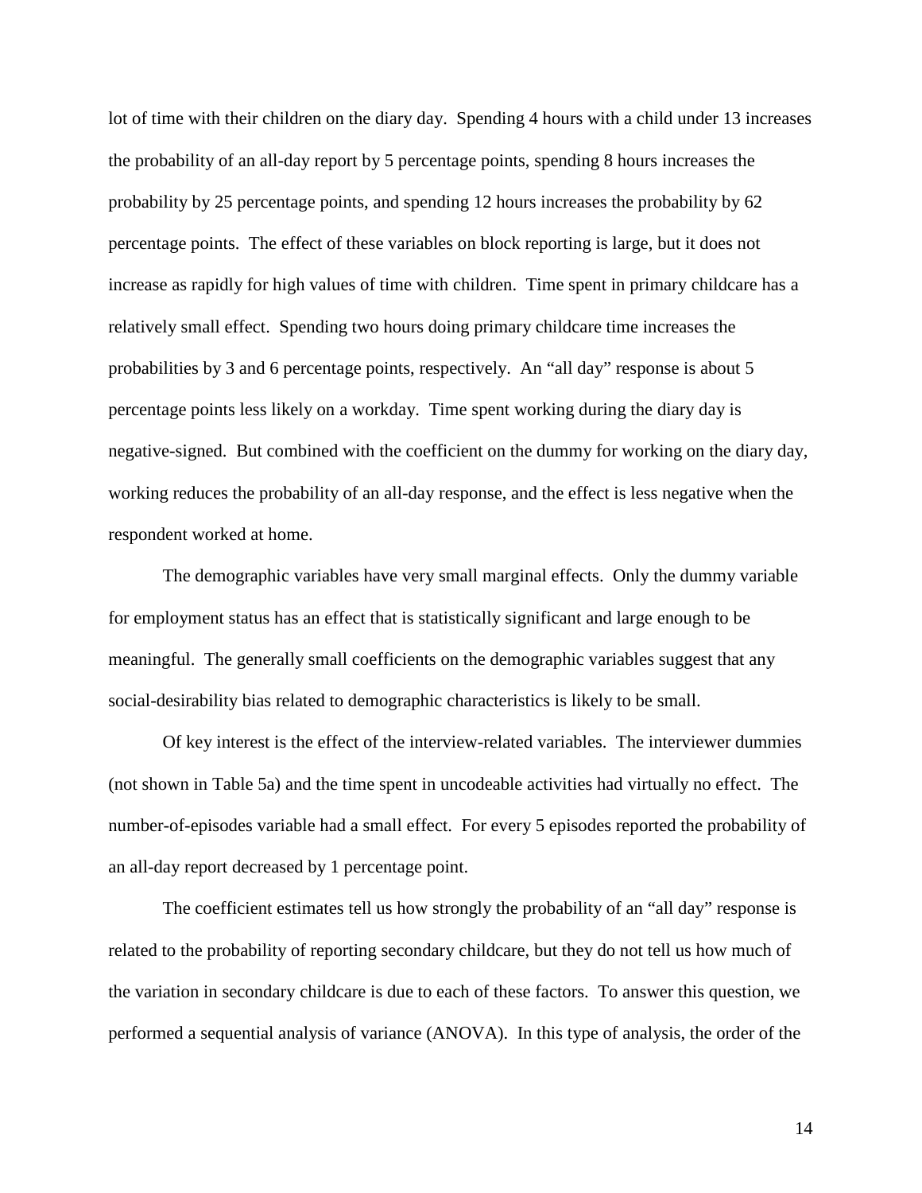lot of time with their children on the diary day. Spending 4 hours with a child under 13 increases the probability of an all-day report by 5 percentage points, spending 8 hours increases the probability by 25 percentage points, and spending 12 hours increases the probability by 62 percentage points. The effect of these variables on block reporting is large, but it does not increase as rapidly for high values of time with children. Time spent in primary childcare has a relatively small effect. Spending two hours doing primary childcare time increases the probabilities by 3 and 6 percentage points, respectively. An "all day" response is about 5 percentage points less likely on a workday. Time spent working during the diary day is negative-signed. But combined with the coefficient on the dummy for working on the diary day, working reduces the probability of an all-day response, and the effect is less negative when the respondent worked at home.

The demographic variables have very small marginal effects. Only the dummy variable for employment status has an effect that is statistically significant and large enough to be meaningful. The generally small coefficients on the demographic variables suggest that any social-desirability bias related to demographic characteristics is likely to be small.

Of key interest is the effect of the interview-related variables. The interviewer dummies (not shown in Table 5a) and the time spent in uncodeable activities had virtually no effect. The number-of-episodes variable had a small effect. For every 5 episodes reported the probability of an all-day report decreased by 1 percentage point.

The coefficient estimates tell us how strongly the probability of an "all day" response is related to the probability of reporting secondary childcare, but they do not tell us how much of the variation in secondary childcare is due to each of these factors. To answer this question, we performed a sequential analysis of variance (ANOVA). In this type of analysis, the order of the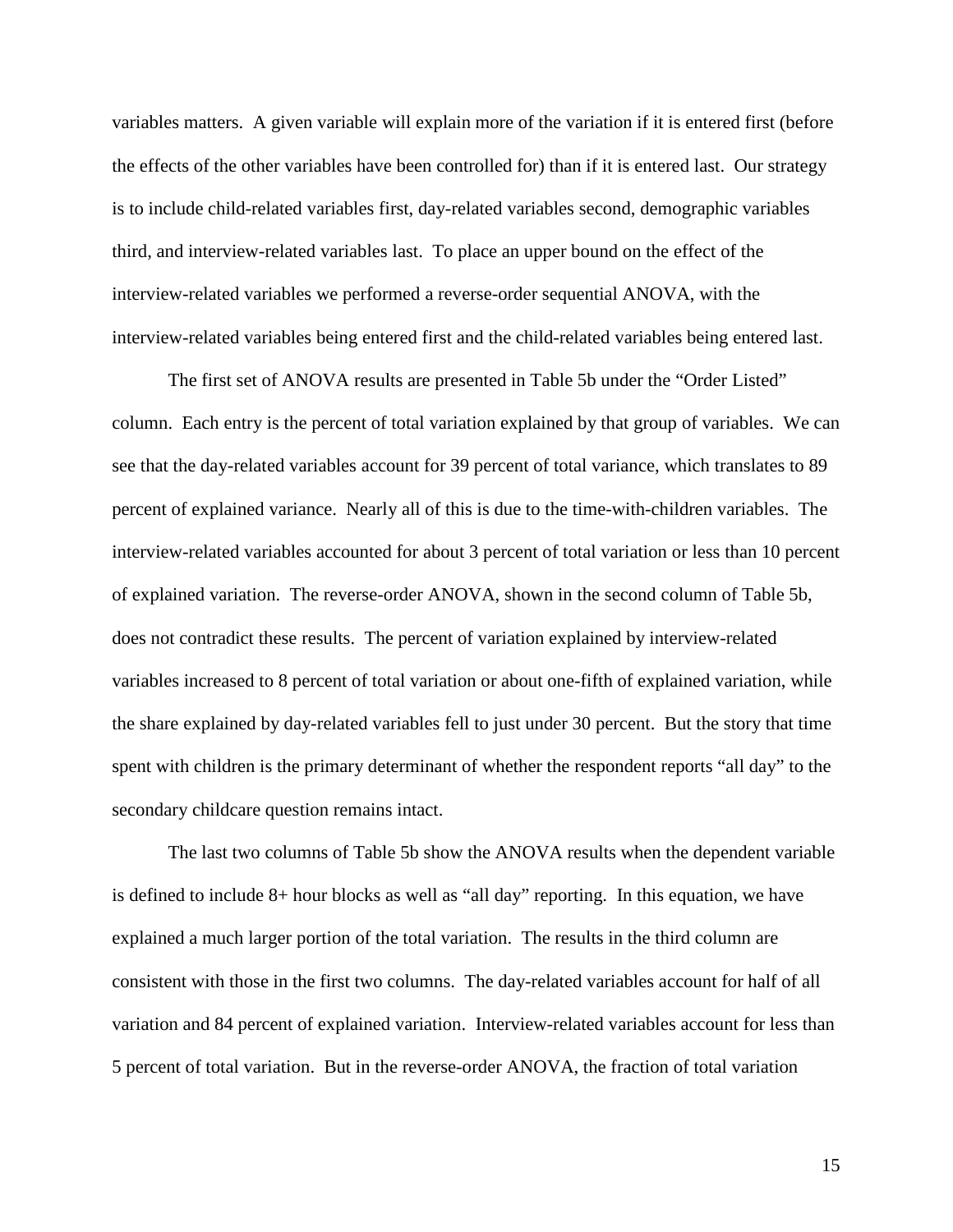variables matters. A given variable will explain more of the variation if it is entered first (before the effects of the other variables have been controlled for) than if it is entered last. Our strategy is to include child-related variables first, day-related variables second, demographic variables third, and interview-related variables last. To place an upper bound on the effect of the interview-related variables we performed a reverse-order sequential ANOVA, with the interview-related variables being entered first and the child-related variables being entered last.

The first set of ANOVA results are presented in Table 5b under the "Order Listed" column. Each entry is the percent of total variation explained by that group of variables. We can see that the day-related variables account for 39 percent of total variance, which translates to 89 percent of explained variance. Nearly all of this is due to the time-with-children variables. The interview-related variables accounted for about 3 percent of total variation or less than 10 percent of explained variation. The reverse-order ANOVA, shown in the second column of Table 5b, does not contradict these results. The percent of variation explained by interview-related variables increased to 8 percent of total variation or about one-fifth of explained variation, while the share explained by day-related variables fell to just under 30 percent. But the story that time spent with children is the primary determinant of whether the respondent reports "all day" to the secondary childcare question remains intact.

The last two columns of Table 5b show the ANOVA results when the dependent variable is defined to include 8+ hour blocks as well as "all day" reporting. In this equation, we have explained a much larger portion of the total variation. The results in the third column are consistent with those in the first two columns. The day-related variables account for half of all variation and 84 percent of explained variation. Interview-related variables account for less than 5 percent of total variation. But in the reverse-order ANOVA, the fraction of total variation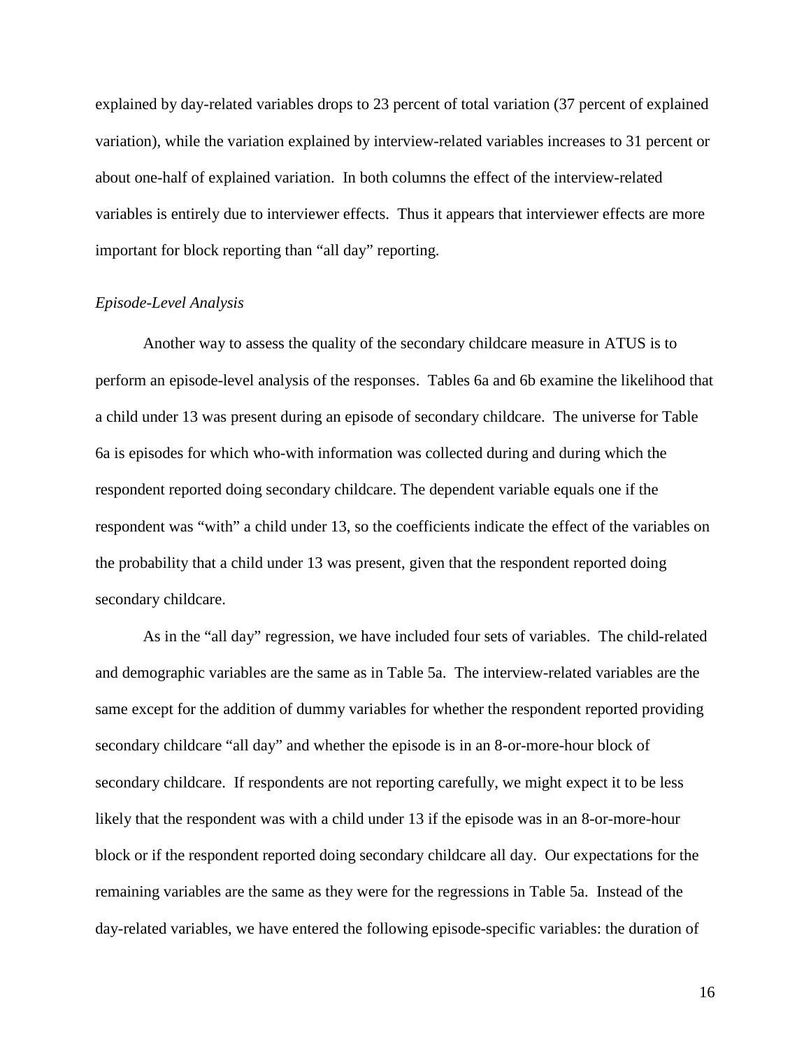explained by day-related variables drops to 23 percent of total variation (37 percent of explained variation), while the variation explained by interview-related variables increases to 31 percent or about one-half of explained variation. In both columns the effect of the interview-related variables is entirely due to interviewer effects. Thus it appears that interviewer effects are more important for block reporting than "all day" reporting.

*Episode-Level Analysis*

Another way to assess the quality of the secondary childcare measure in ATUS is to perform an episode-level analysis of the responses. Tables 6a and 6b examine the likelihood that a child under 13 was present during an episode of secondary childcare. The universe for Table 6a is episodes for which who-with information was collected during and during which the respondent reported doing secondary childcare. The dependent variable equals one if the respondent was "with" a child under 13, so the coefficients indicate the effect of the variables on the probability that a child under 13 was present, given that the respondent reported doing secondary childcare.

As in the "all day" regression, we have included four sets of variables. The child-related and demographic variables are the same as in Table 5a. The interview-related variables are the same except for the addition of dummy variables for whether the respondent reported providing secondary childcare "all day" and whether the episode is in an 8-or-more-hour block of secondary childcare. If respondents are not reporting carefully, we might expect it to be less likely that the respondent was with a child under 13 if the episode was in an 8-or-more-hour block or if the respondent reported doing secondary childcare all day. Our expectations for the remaining variables are the same as they were for the regressions in Table 5a. Instead of the day-related variables, we have entered the following episode-specific variables: the duration of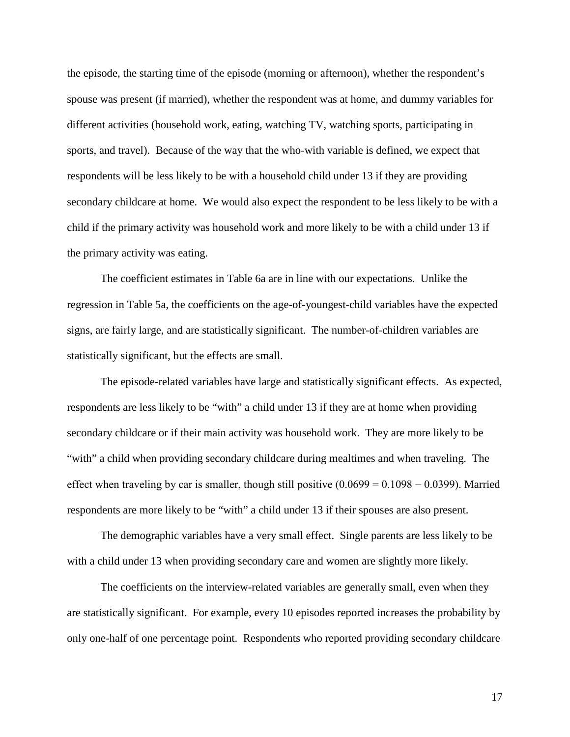the episode, the starting time of the episode (morning or afternoon), whether the respondent's spouse was present (if married), whether the respondent was at home, and dummy variables for different activities (household work, eating, watching TV, watching sports, participating in sports, and travel). Because of the way that the who-with variable is defined, we expect that respondents will be less likely to be with a household child under 13 if they are providing secondary childcare at home. We would also expect the respondent to be less likely to be with a child if the primary activity was household work and more likely to be with a child under 13 if the primary activity was eating.

The coefficient estimates in Table 6a are in line with our expectations. Unlike the regression in Table 5a, the coefficients on the age-of-youngest-child variables have the expected signs, are fairly large, and are statistically significant. The number-of-children variables are statistically significant, but the effects are small.

The episode-related variables have large and statistically significant effects. As expected, respondents are less likely to be "with" a child under 13 if they are at home when providing secondary childcare or if their main activity was household work. They are more likely to be "with" a child when providing secondary childcare during mealtimes and when traveling. The effect when traveling by car is smaller, though still positive ($0.0699 = 0.1098 - 0.0399$). Married respondents are more likely to be "with" a child under 13 if their spouses are also present.

The demographic variables have a very small effect. Single parents are less likely to be with a child under 13 when providing secondary care and women are slightly more likely.

The coefficients on the interview-related variables are generally small, even when they are statistically significant. For example, every 10 episodes reported increases the probability by only one-half of one percentage point. Respondents who reported providing secondary childcare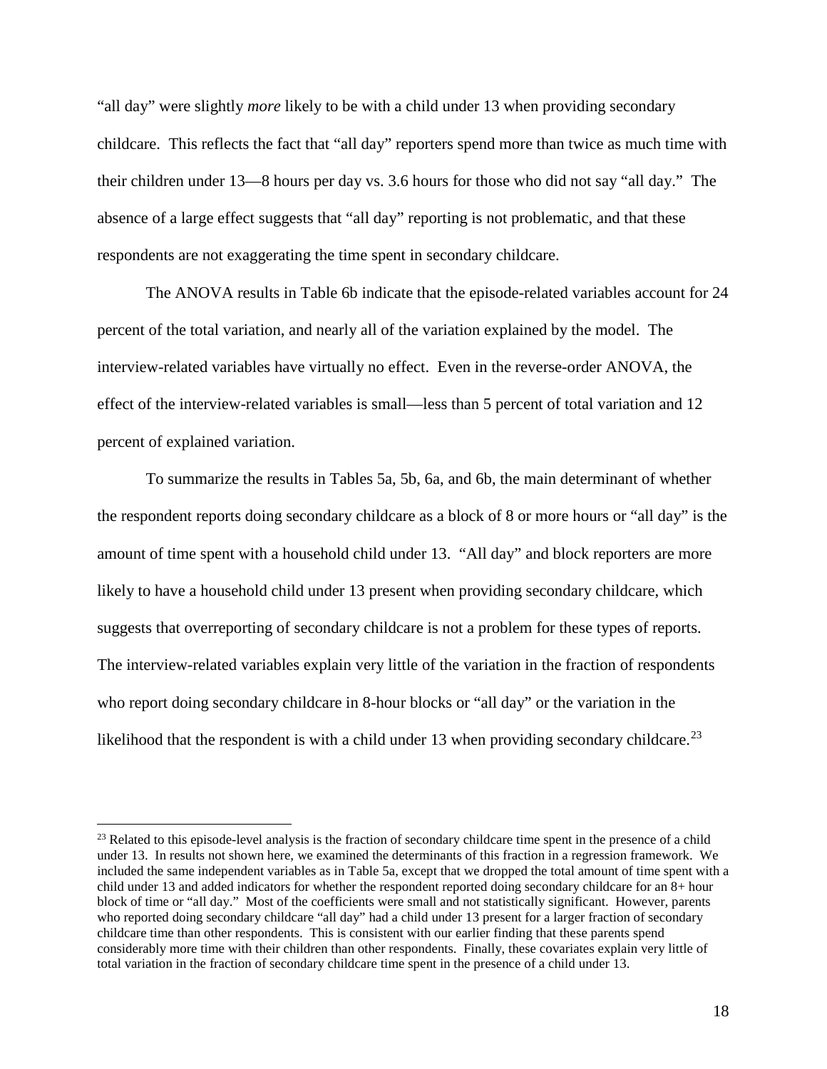"all day" were slightly *more* likely to be with a child under 13 when providing secondary childcare. This reflects the fact that "all day" reporters spend more than twice as much time with their children under 13—8 hours per day vs. 3.6 hours for those who did not say "all day." The absence of a large effect suggests that "all day" reporting is not problematic, and that these respondents are not exaggerating the time spent in secondary childcare.

The ANOVA results in Table 6b indicate that the episode-related variables account for 24 percent of the total variation, and nearly all of the variation explained by the model. The interview-related variables have virtually no effect. Even in the reverse-order ANOVA, the effect of the interview-related variables is small—less than 5 percent of total variation and 12 percent of explained variation.

To summarize the results in Tables 5a, 5b, 6a, and 6b, the main determinant of whether the respondent reports doing secondary childcare as a block of 8 or more hours or "all day" is the amount of time spent with a household child under 13. "All day" and block reporters are more likely to have a household child under 13 present when providing secondary childcare, which suggests that overreporting of secondary childcare is not a problem for these types of reports. The interview-related variables explain very little of the variation in the fraction of respondents who report doing secondary childcare in 8-hour blocks or "all day" or the variation in the likelihood that the respondent is with a child under 13 when providing secondary childcare.[23]

---

[23] Related to this episode-level analysis is the fraction of secondary childcare time spent in the presence of a child under 13. In results not shown here, we examined the determinants of this fraction in a regression framework. We included the same independent variables as in Table 5a, except that we dropped the total amount of time spent with a child under 13 and added indicators for whether the respondent reported doing secondary childcare for an 8+ hour block of time or "all day." Most of the coefficients were small and not statistically significant. However, parents who reported doing secondary childcare "all day" had a child under 13 present for a larger fraction of secondary childcare time than other respondents. This is consistent with our earlier finding that these parents spend considerably more time with their children than other respondents. Finally, these covariates explain very little of total variation in the fraction of secondary childcare time spent in the presence of a child under 13.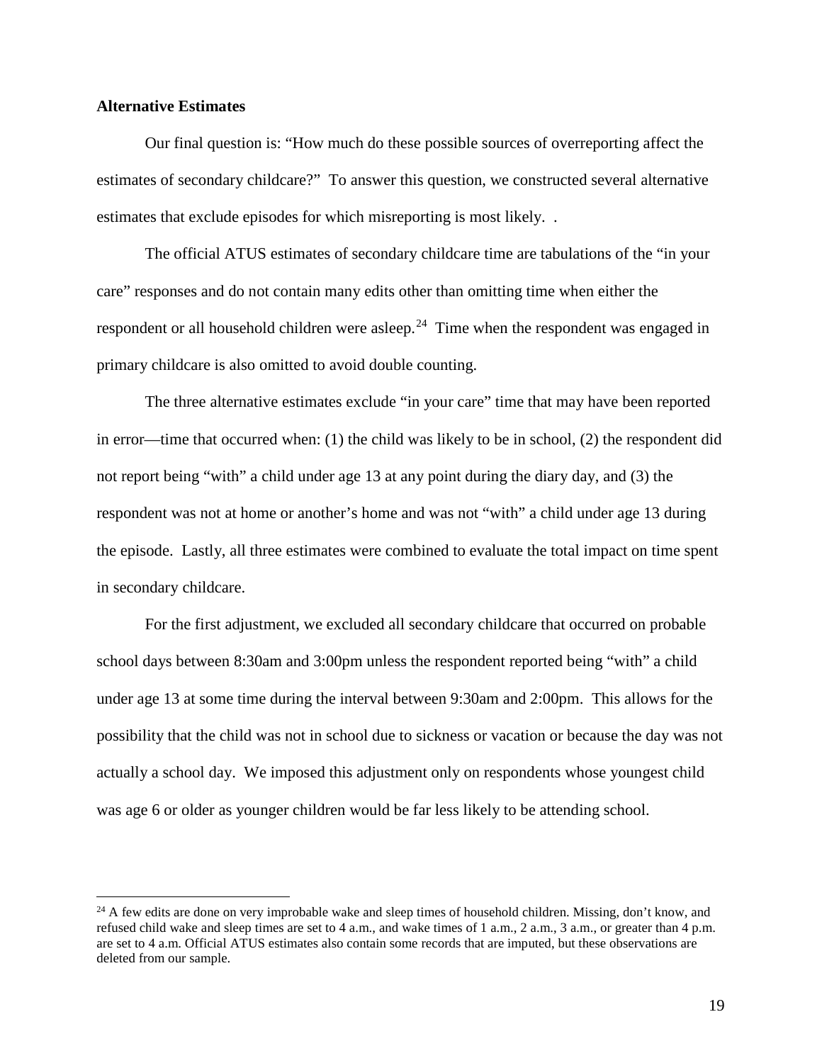**Alternative Estimates**

Our final question is: "How much do these possible sources of overreporting affect the estimates of secondary childcare?" To answer this question, we constructed several alternative estimates that exclude episodes for which misreporting is most likely. .

The official ATUS estimates of secondary childcare time are tabulations of the "in your care" responses and do not contain many edits other than omitting time when either the respondent or all household children were asleep.[24] Time when the respondent was engaged in primary childcare is also omitted to avoid double counting.

The three alternative estimates exclude "in your care" time that may have been reported in error—time that occurred when: (1) the child was likely to be in school, (2) the respondent did not report being "with" a child under age 13 at any point during the diary day, and (3) the respondent was not at home or another's home and was not "with" a child under age 13 during the episode. Lastly, all three estimates were combined to evaluate the total impact on time spent in secondary childcare.

For the first adjustment, we excluded all secondary childcare that occurred on probable school days between 8:30am and 3:00pm unless the respondent reported being "with" a child under age 13 at some time during the interval between 9:30am and 2:00pm. This allows for the possibility that the child was not in school due to sickness or vacation or because the day was not actually a school day. We imposed this adjustment only on respondents whose youngest child was age 6 or older as younger children would be far less likely to be attending school.

[24] A few edits are done on very improbable wake and sleep times of household children. Missing, don't know, and refused child wake and sleep times are set to 4 a.m., and wake times of 1 a.m., 2 a.m., 3 a.m., or greater than 4 p.m. are set to 4 a.m. Official ATUS estimates also contain some records that are imputed, but these observations are deleted from our sample.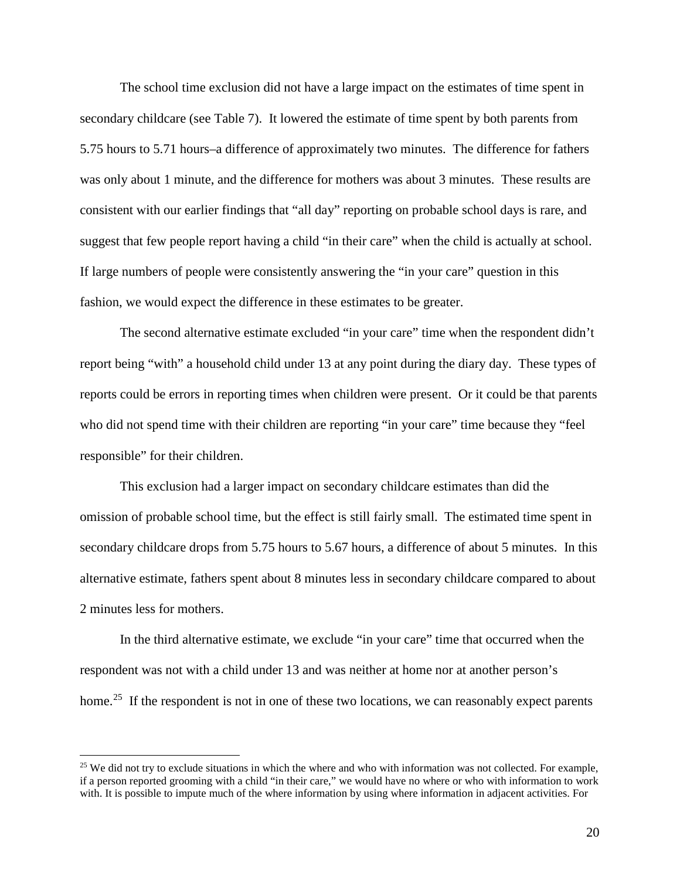The school time exclusion did not have a large impact on the estimates of time spent in secondary childcare (see Table 7). It lowered the estimate of time spent by both parents from 5.75 hours to 5.71 hours–a difference of approximately two minutes. The difference for fathers was only about 1 minute, and the difference for mothers was about 3 minutes. These results are consistent with our earlier findings that "all day" reporting on probable school days is rare, and suggest that few people report having a child "in their care" when the child is actually at school. If large numbers of people were consistently answering the "in your care" question in this fashion, we would expect the difference in these estimates to be greater.

The second alternative estimate excluded "in your care" time when the respondent didn't report being "with" a household child under 13 at any point during the diary day. These types of reports could be errors in reporting times when children were present. Or it could be that parents who did not spend time with their children are reporting "in your care" time because they "feel responsible" for their children.

This exclusion had a larger impact on secondary childcare estimates than did the omission of probable school time, but the effect is still fairly small. The estimated time spent in secondary childcare drops from 5.75 hours to 5.67 hours, a difference of about 5 minutes. In this alternative estimate, fathers spent about 8 minutes less in secondary childcare compared to about 2 minutes less for mothers.

In the third alternative estimate, we exclude "in your care" time that occurred when the respondent was not with a child under 13 and was neither at home nor at another person's home.[25] If the respondent is not in one of these two locations, we can reasonably expect parents

---

[25] We did not try to exclude situations in which the where and who with information was not collected. For example, if a person reported grooming with a child "in their care," we would have no where or who with information to work with. It is possible to impute much of the where information by using where information in adjacent activities. For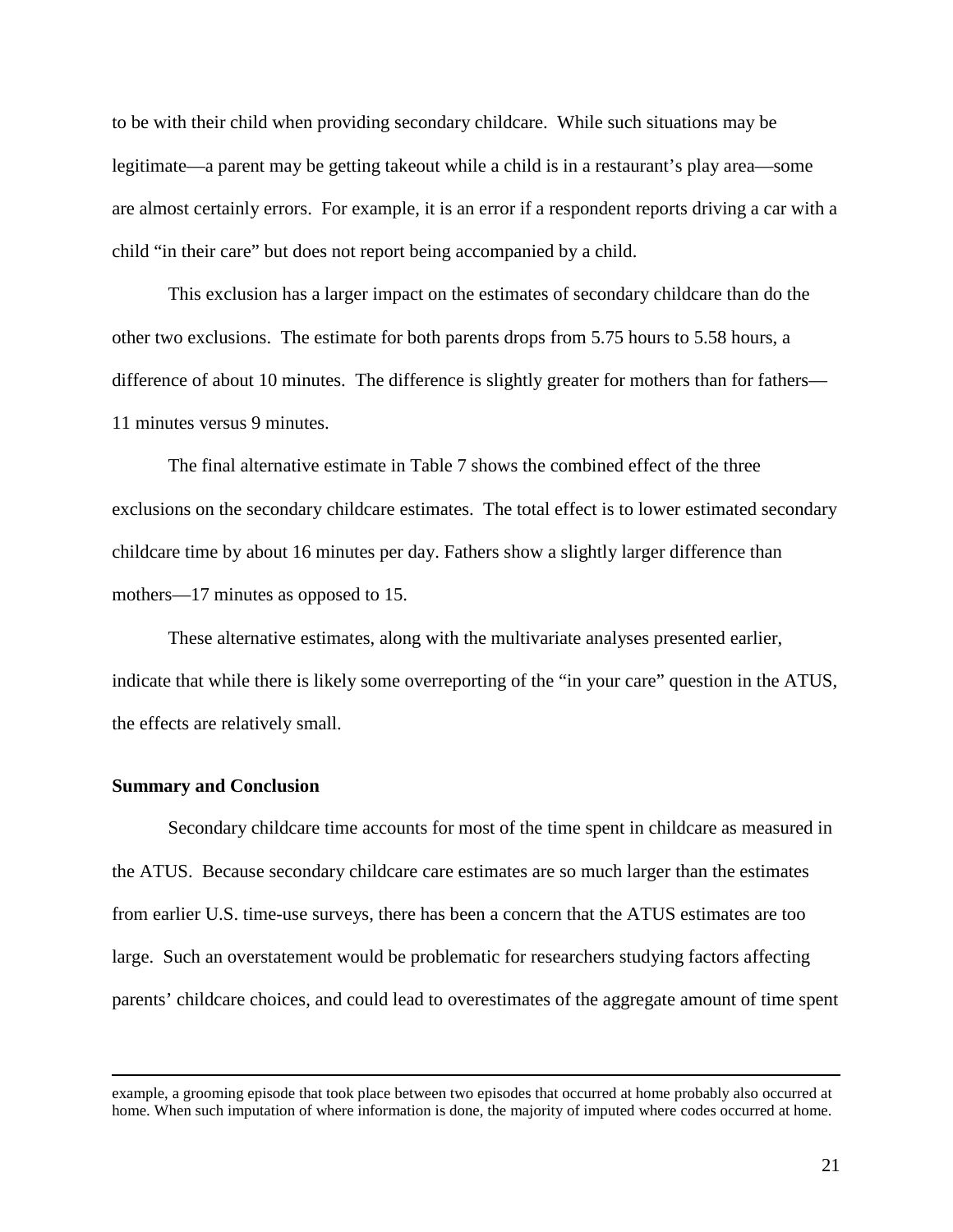to be with their child when providing secondary childcare. While such situations may be legitimate—a parent may be getting takeout while a child is in a restaurant's play area—some are almost certainly errors. For example, it is an error if a respondent reports driving a car with a child "in their care" but does not report being accompanied by a child.

This exclusion has a larger impact on the estimates of secondary childcare than do the other two exclusions. The estimate for both parents drops from 5.75 hours to 5.58 hours, a difference of about 10 minutes. The difference is slightly greater for mothers than for fathers—11 minutes versus 9 minutes.

The final alternative estimate in Table 7 shows the combined effect of the three exclusions on the secondary childcare estimates. The total effect is to lower estimated secondary childcare time by about 16 minutes per day. Fathers show a slightly larger difference than mothers—17 minutes as opposed to 15.

These alternative estimates, along with the multivariate analyses presented earlier, indicate that while there is likely some overreporting of the "in your care" question in the ATUS, the effects are relatively small.

**Summary and Conclusion**

Secondary childcare time accounts for most of the time spent in childcare as measured in the ATUS. Because secondary childcare care estimates are so much larger than the estimates from earlier U.S. time-use surveys, there has been a concern that the ATUS estimates are too large. Such an overstatement would be problematic for researchers studying factors affecting parents' childcare choices, and could lead to overestimates of the aggregate amount of time spent

---

example, a grooming episode that took place between two episodes that occurred at home probably also occurred at home. When such imputation of where information is done, the majority of imputed where codes occurred at home.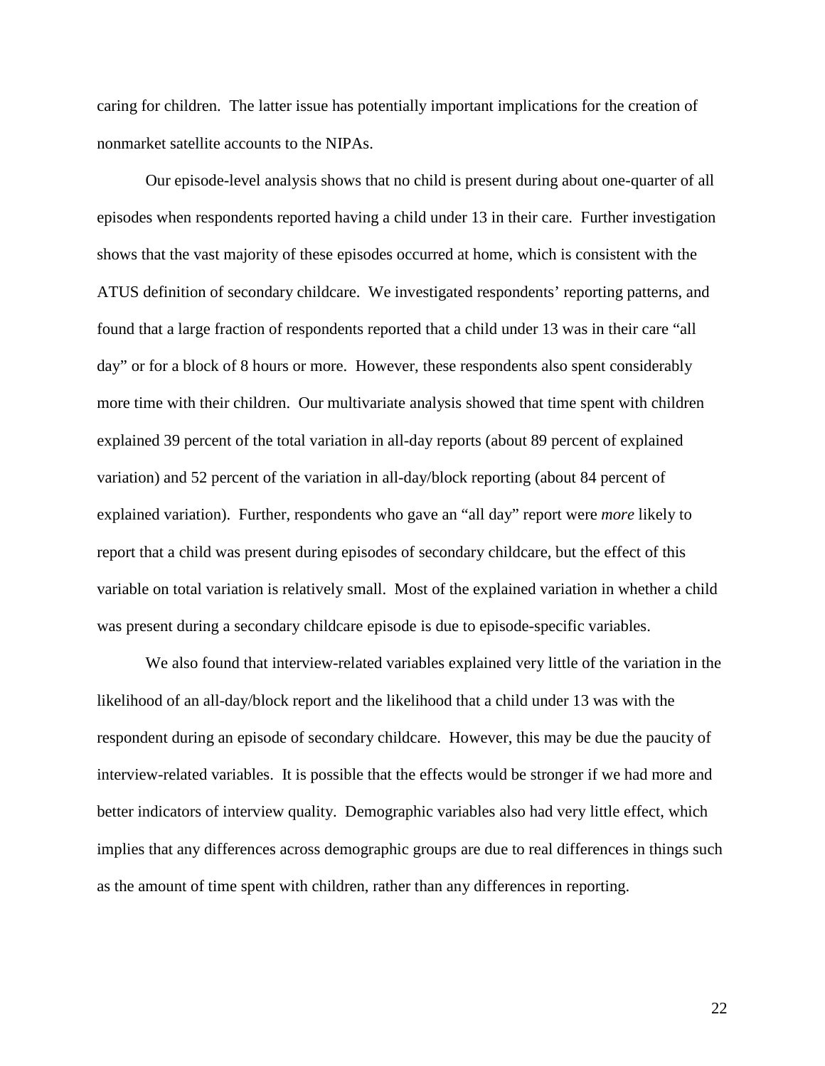caring for children. The latter issue has potentially important implications for the creation of nonmarket satellite accounts to the NIPAs.

Our episode-level analysis shows that no child is present during about one-quarter of all episodes when respondents reported having a child under 13 in their care. Further investigation shows that the vast majority of these episodes occurred at home, which is consistent with the ATUS definition of secondary childcare. We investigated respondents' reporting patterns, and found that a large fraction of respondents reported that a child under 13 was in their care "all day" or for a block of 8 hours or more. However, these respondents also spent considerably more time with their children. Our multivariate analysis showed that time spent with children explained 39 percent of the total variation in all-day reports (about 89 percent of explained variation) and 52 percent of the variation in all-day/block reporting (about 84 percent of explained variation). Further, respondents who gave an "all day" report were *more* likely to report that a child was present during episodes of secondary childcare, but the effect of this variable on total variation is relatively small. Most of the explained variation in whether a child was present during a secondary childcare episode is due to episode-specific variables.

We also found that interview-related variables explained very little of the variation in the likelihood of an all-day/block report and the likelihood that a child under 13 was with the respondent during an episode of secondary childcare. However, this may be due the paucity of interview-related variables. It is possible that the effects would be stronger if we had more and better indicators of interview quality. Demographic variables also had very little effect, which implies that any differences across demographic groups are due to real differences in things such as the amount of time spent with children, rather than any differences in reporting.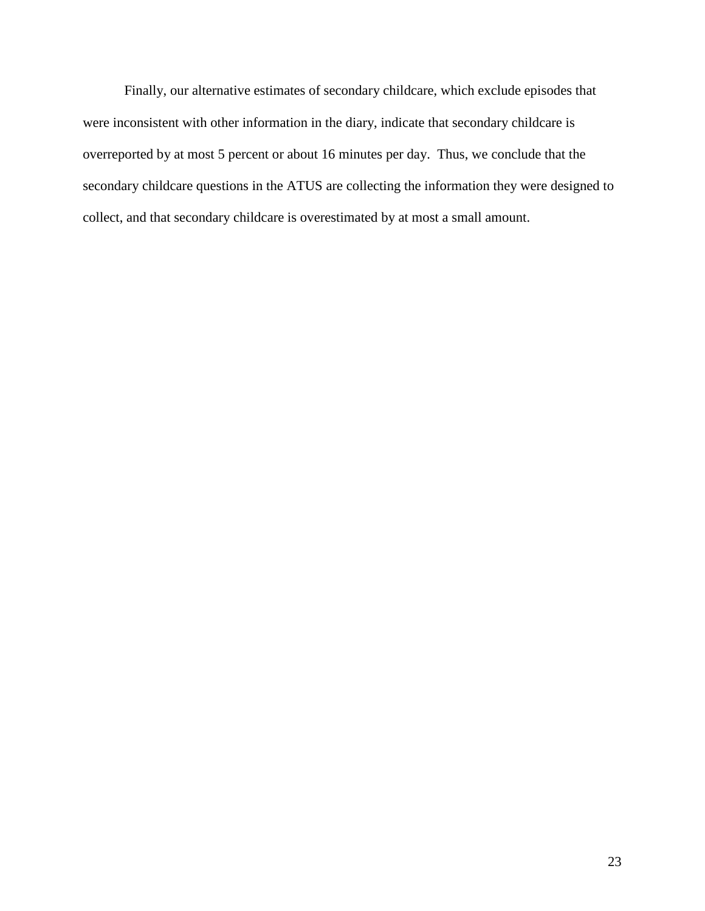Finally, our alternative estimates of secondary childcare, which exclude episodes that were inconsistent with other information in the diary, indicate that secondary childcare is overreported by at most 5 percent or about 16 minutes per day. Thus, we conclude that the secondary childcare questions in the ATUS are collecting the information they were designed to collect, and that secondary childcare is overestimated by at most a small amount.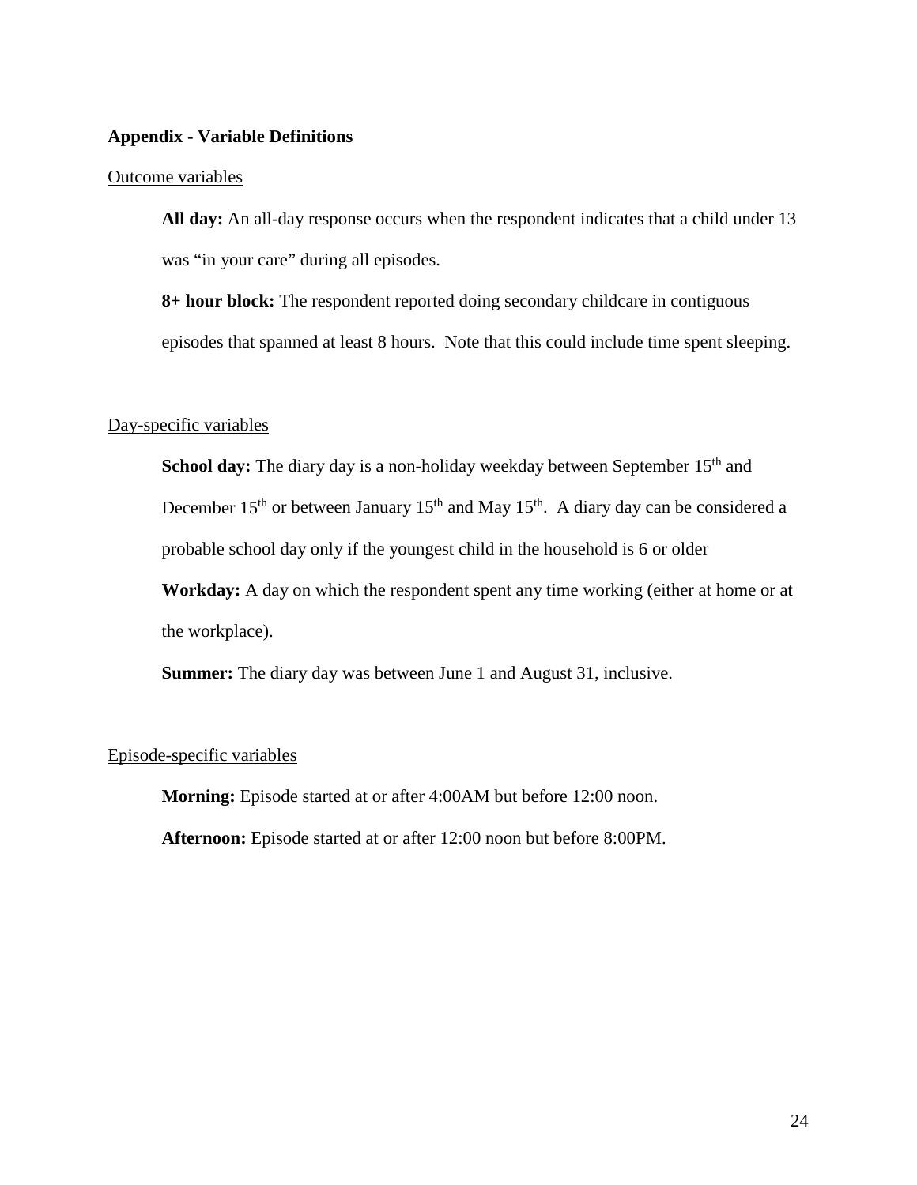## Appendix - Variable Definitions

Outcome variables

**All day:** An all-day response occurs when the respondent indicates that a child under 13 was "in your care" during all episodes.

**8+ hour block:** The respondent reported doing secondary childcare in contiguous episodes that spanned at least 8 hours. Note that this could include time spent sleeping.

Day-specific variables

**School day:** The diary day is a non-holiday weekday between September 15th and December 15th or between January 15th and May 15th. A diary day can be considered a probable school day only if the youngest child in the household is 6 or older

**Workday:** A day on which the respondent spent any time working (either at home or at the workplace).

**Summer:** The diary day was between June 1 and August 31, inclusive.

Episode-specific variables

**Morning:** Episode started at or after 4:00AM but before 12:00 noon.

**Afternoon:** Episode started at or after 12:00 noon but before 8:00PM.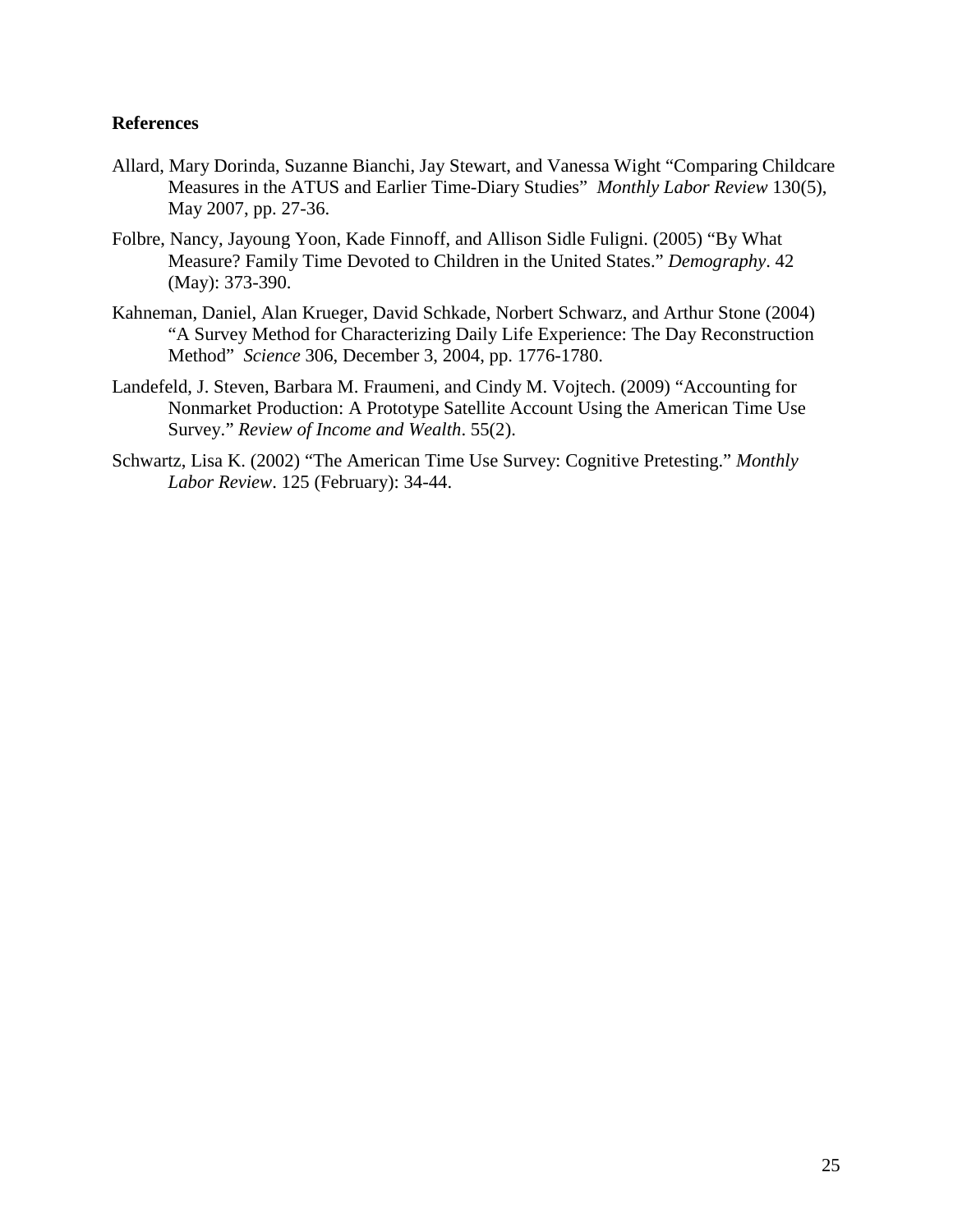**References**

Allard, Mary Dorinda, Suzanne Bianchi, Jay Stewart, and Vanessa Wight "Comparing Childcare Measures in the ATUS and Earlier Time-Diary Studies" *Monthly Labor Review* 130(5), May 2007, pp. 27-36.

Folbre, Nancy, Jayoung Yoon, Kade Finnoff, and Allison Sidle Fuligni. (2005) "By What Measure? Family Time Devoted to Children in the United States." *Demography*. 42 (May): 373-390.

Kahneman, Daniel, Alan Krueger, David Schkade, Norbert Schwarz, and Arthur Stone (2004) "A Survey Method for Characterizing Daily Life Experience: The Day Reconstruction Method" *Science* 306, December 3, 2004, pp. 1776-1780.

Landefeld, J. Steven, Barbara M. Fraumeni, and Cindy M. Vojtech. (2009) "Accounting for Nonmarket Production: A Prototype Satellite Account Using the American Time Use Survey." *Review of Income and Wealth*. 55(2).

Schwartz, Lisa K. (2002) "The American Time Use Survey: Cognitive Pretesting." *Monthly Labor Review*. 125 (February): 34-44.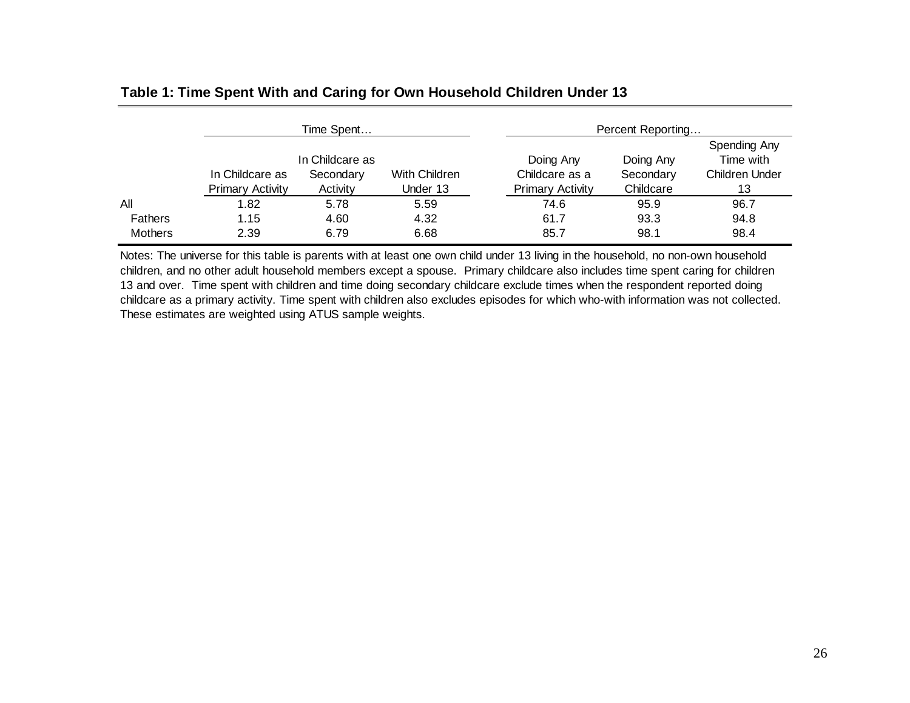**Table 1: Time Spent With and Caring for Own Household Children Under 13**

| | Time Spent… | | | Percent Reporting… | | |
|---|---|---|---|---|---|---|
| | In Childcare as Primary Activity | In Childcare as Secondary Activity | With Children Under 13 | Doing Any Childcare as a Primary Activity | Doing Any Secondary Childcare | Spending Any Time with Children Under 13 |
| All | 1.82 | 5.78 | 5.59 | 74.6 | 95.9 | 96.7 |
| Fathers | 1.15 | 4.60 | 4.32 | 61.7 | 93.3 | 94.8 |
| Mothers | 2.39 | 6.79 | 6.68 | 85.7 | 98.1 | 98.4 |

Notes: The universe for this table is parents with at least one own child under 13 living in the household, no non-own household children, and no other adult household members except a spouse. Primary childcare also includes time spent caring for children 13 and over. Time spent with children and time doing secondary childcare exclude times when the respondent reported doing childcare as a primary activity. Time spent with children also excludes episodes for which who-with information was not collected. These estimates are weighted using ATUS sample weights.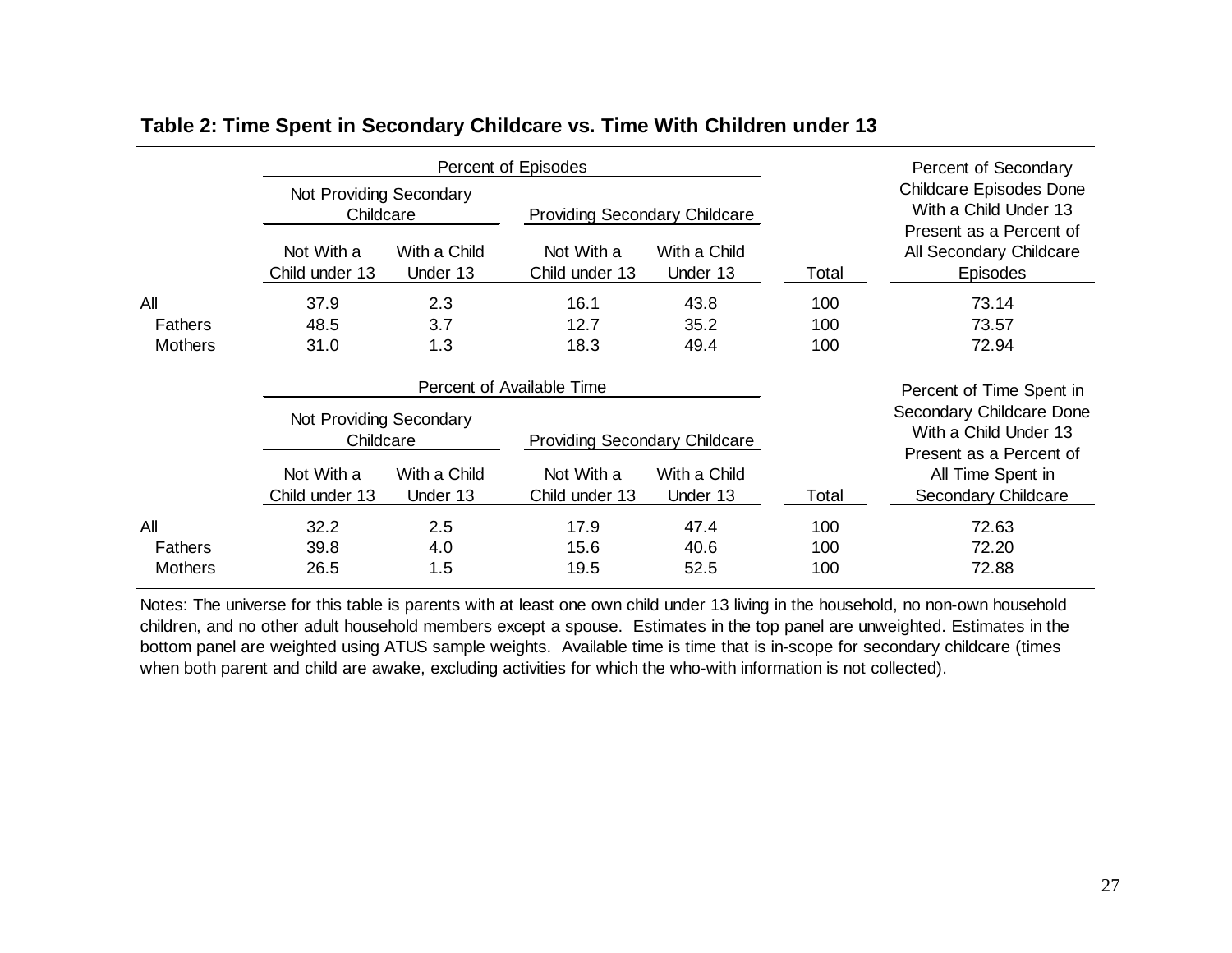**Table 2: Time Spent in Secondary Childcare vs. Time With Children under 13**

| | Percent of Episodes | | | | | Percent of Secondary Childcare Episodes Done With a Child Under 13 Present as a Percent of All Secondary Childcare Episodes |
|---|---|---|---|---|---|---|
| | Not Providing Secondary Childcare | | Providing Secondary Childcare | | | |
| | Not With a Child under 13 | With a Child Under 13 | Not With a Child under 13 | With a Child Under 13 | Total | |
| All | 37.9 | 2.3 | 16.1 | 43.8 | 100 | 73.14 |
| Fathers | 48.5 | 3.7 | 12.7 | 35.2 | 100 | 73.57 |
| Mothers | 31.0 | 1.3 | 18.3 | 49.4 | 100 | 72.94 |

| | Percent of Available Time | | | | | Percent of Time Spent in Secondary Childcare Done With a Child Under 13 Present as a Percent of All Time Spent in Secondary Childcare |
|---|---|---|---|---|---|---|
| | Not Providing Secondary Childcare | | Providing Secondary Childcare | | | |
| | Not With a Child under 13 | With a Child Under 13 | Not With a Child under 13 | With a Child Under 13 | Total | |
| All | 32.2 | 2.5 | 17.9 | 47.4 | 100 | 72.63 |
| Fathers | 39.8 | 4.0 | 15.6 | 40.6 | 100 | 72.20 |
| Mothers | 26.5 | 1.5 | 19.5 | 52.5 | 100 | 72.88 |

Notes: The universe for this table is parents with at least one own child under 13 living in the household, no non-own household children, and no other adult household members except a spouse. Estimates in the top panel are unweighted. Estimates in the bottom panel are weighted using ATUS sample weights. Available time is time that is in-scope for secondary childcare (times when both parent and child are awake, excluding activities for which the who-with information is not collected).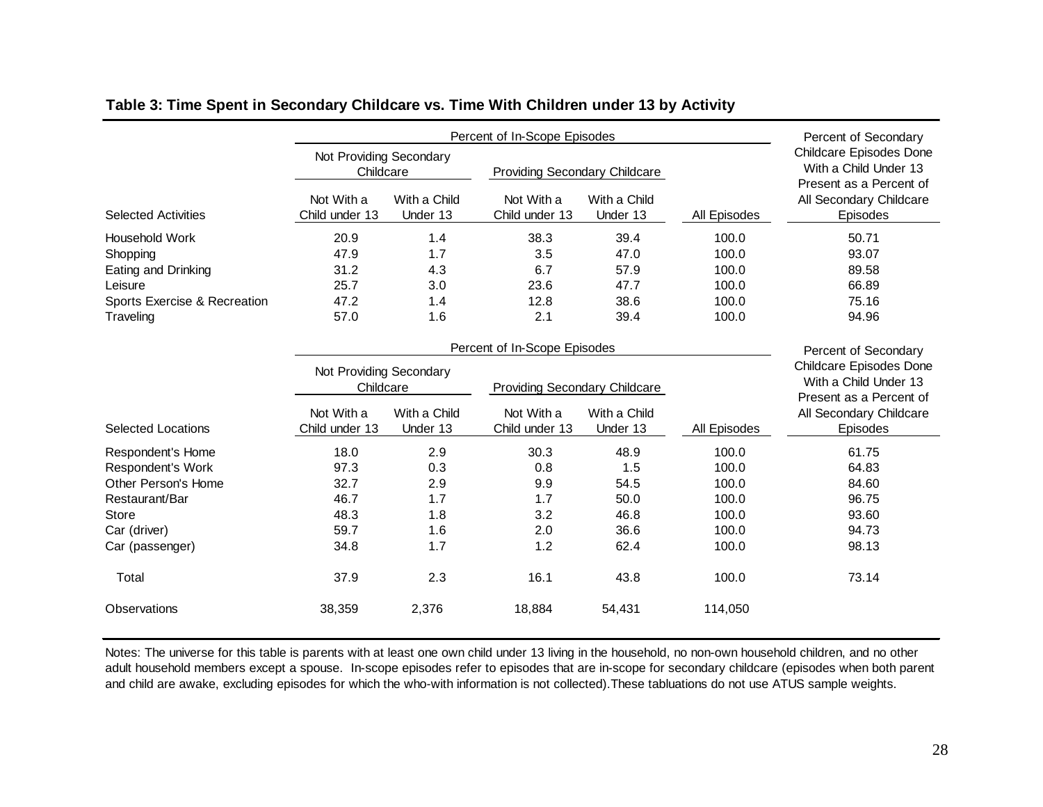**Table 3: Time Spent in Secondary Childcare vs. Time With Children under 13 by Activity**

| | Percent of In-Scope Episodes | | | | | Percent of Secondary Childcare Episodes Done With a Child Under 13 Present as a Percent of All Secondary Childcare Episodes |
|---|---|---|---|---|---|---|
| | Not Providing Secondary Childcare | | Providing Secondary Childcare | | | |
| Selected Activities | Not With a Child under 13 | With a Child Under 13 | Not With a Child under 13 | With a Child Under 13 | All Episodes | |
| Household Work | 20.9 | 1.4 | 38.3 | 39.4 | 100.0 | 50.71 |
| Shopping | 47.9 | 1.7 | 3.5 | 47.0 | 100.0 | 93.07 |
| Eating and Drinking | 31.2 | 4.3 | 6.7 | 57.9 | 100.0 | 89.58 |
| Leisure | 25.7 | 3.0 | 23.6 | 47.7 | 100.0 | 66.89 |
| Sports Exercise & Recreation | 47.2 | 1.4 | 12.8 | 38.6 | 100.0 | 75.16 |
| Traveling | 57.0 | 1.6 | 2.1 | 39.4 | 100.0 | 94.96 |
| | Percent of In-Scope Episodes | | | | | Percent of Secondary Childcare Episodes Done With a Child Under 13 Present as a Percent of All Secondary Childcare Episodes |
| | Not Providing Secondary Childcare | | Providing Secondary Childcare | | | |
| Selected Locations | Not With a Child under 13 | With a Child Under 13 | Not With a Child under 13 | With a Child Under 13 | All Episodes | |
| Respondent's Home | 18.0 | 2.9 | 30.3 | 48.9 | 100.0 | 61.75 |
| Respondent's Work | 97.3 | 0.3 | 0.8 | 1.5 | 100.0 | 64.83 |
| Other Person's Home | 32.7 | 2.9 | 9.9 | 54.5 | 100.0 | 84.60 |
| Restaurant/Bar | 46.7 | 1.7 | 1.7 | 50.0 | 100.0 | 96.75 |
| Store | 48.3 | 1.8 | 3.2 | 46.8 | 100.0 | 93.60 |
| Car (driver) | 59.7 | 1.6 | 2.0 | 36.6 | 100.0 | 94.73 |
| Car (passenger) | 34.8 | 1.7 | 1.2 | 62.4 | 100.0 | 98.13 |
| Total | 37.9 | 2.3 | 16.1 | 43.8 | 100.0 | 73.14 |
| Observations | 38,359 | 2,376 | 18,884 | 54,431 | 114,050 | |

Notes: The universe for this table is parents with at least one own child under 13 living in the household, no non-own household children, and no other adult household members except a spouse. In-scope episodes refer to episodes that are in-scope for secondary childcare (episodes when both parent and child are awake, excluding episodes for which the who-with information is not collected).These tabluations do not use ATUS sample weights.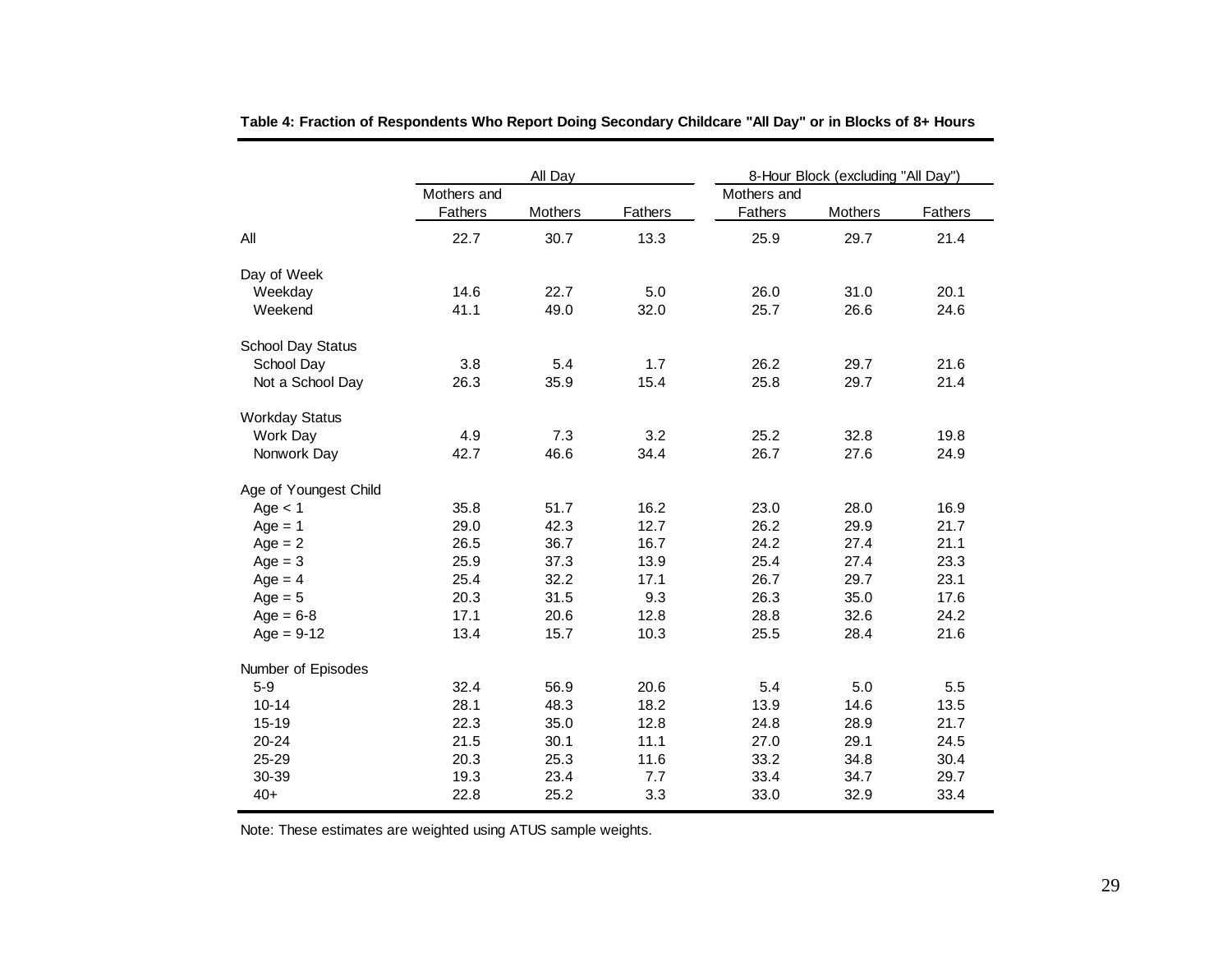**Table 4: Fraction of Respondents Who Report Doing Secondary Childcare "All Day" or in Blocks of 8+ Hours**

| | All Day | | | 8-Hour Block (excluding "All Day") | | |
|---|---|---|---|---|---|---|
| | Mothers and Fathers | Mothers | Fathers | Mothers and Fathers | Mothers | Fathers |
| All | 22.7 | 30.7 | 13.3 | 25.9 | 29.7 | 21.4 |
| Day of Week | | | | | | |
| Weekday | 14.6 | 22.7 | 5.0 | 26.0 | 31.0 | 20.1 |
| Weekend | 41.1 | 49.0 | 32.0 | 25.7 | 26.6 | 24.6 |
| School Day Status | | | | | | |
| School Day | 3.8 | 5.4 | 1.7 | 26.2 | 29.7 | 21.6 |
| Not a School Day | 26.3 | 35.9 | 15.4 | 25.8 | 29.7 | 21.4 |
| Workday Status | | | | | | |
| Work Day | 4.9 | 7.3 | 3.2 | 25.2 | 32.8 | 19.8 |
| Nonwork Day | 42.7 | 46.6 | 34.4 | 26.7 | 27.6 | 24.9 |
| Age of Youngest Child | | | | | | |
| Age < 1 | 35.8 | 51.7 | 16.2 | 23.0 | 28.0 | 16.9 |
| Age = 1 | 29.0 | 42.3 | 12.7 | 26.2 | 29.9 | 21.7 |
| Age = 2 | 26.5 | 36.7 | 16.7 | 24.2 | 27.4 | 21.1 |
| Age = 3 | 25.9 | 37.3 | 13.9 | 25.4 | 27.4 | 23.3 |
| Age = 4 | 25.4 | 32.2 | 17.1 | 26.7 | 29.7 | 23.1 |
| Age = 5 | 20.3 | 31.5 | 9.3 | 26.3 | 35.0 | 17.6 |
| Age = 6-8 | 17.1 | 20.6 | 12.8 | 28.8 | 32.6 | 24.2 |
| Age = 9-12 | 13.4 | 15.7 | 10.3 | 25.5 | 28.4 | 21.6 |
| Number of Episodes | | | | | | |
| 5-9 | 32.4 | 56.9 | 20.6 | 5.4 | 5.0 | 5.5 |
| 10-14 | 28.1 | 48.3 | 18.2 | 13.9 | 14.6 | 13.5 |
| 15-19 | 22.3 | 35.0 | 12.8 | 24.8 | 28.9 | 21.7 |
| 20-24 | 21.5 | 30.1 | 11.1 | 27.0 | 29.1 | 24.5 |
| 25-29 | 20.3 | 25.3 | 11.6 | 33.2 | 34.8 | 30.4 |
| 30-39 | 19.3 | 23.4 | 7.7 | 33.4 | 34.7 | 29.7 |
| 40+ | 22.8 | 25.2 | 3.3 | 33.0 | 32.9 | 33.4 |

Note: These estimates are weighted using ATUS sample weights.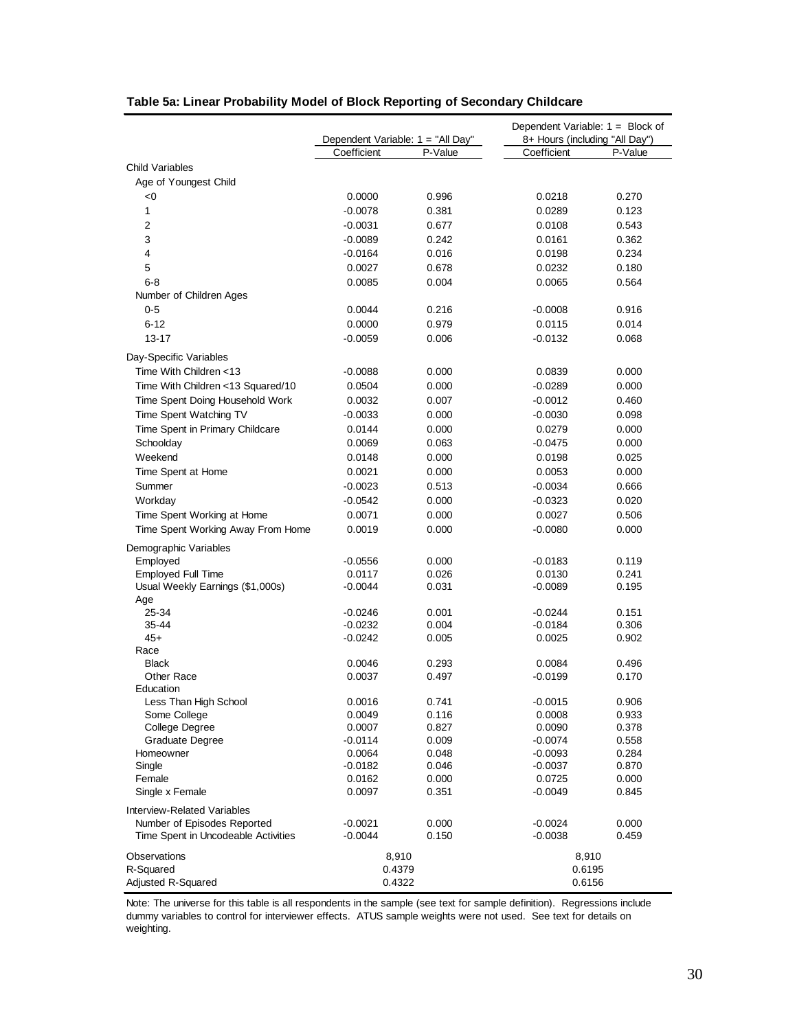**Table 5a: Linear Probability Model of Block Reporting of Secondary Childcare**

| | Dependent Variable: 1 = "All Day" | | Dependent Variable: 1 = Block of 8+ Hours (including "All Day") | |
|---|---|---|---|---|
| | Coefficient | P-Value | Coefficient | P-Value |
| Child Variables | | | | |
| Age of Youngest Child | | | | |
| <0 | 0.0000 | 0.996 | 0.0218 | 0.270 |
| 1 | -0.0078 | 0.381 | 0.0289 | 0.123 |
| 2 | -0.0031 | 0.677 | 0.0108 | 0.543 |
| 3 | -0.0089 | 0.242 | 0.0161 | 0.362 |
| 4 | -0.0164 | 0.016 | 0.0198 | 0.234 |
| 5 | 0.0027 | 0.678 | 0.0232 | 0.180 |
| 6-8 | 0.0085 | 0.004 | 0.0065 | 0.564 |
| Number of Children Ages | | | | |
| 0-5 | 0.0044 | 0.216 | -0.0008 | 0.916 |
| 6-12 | 0.0000 | 0.979 | 0.0115 | 0.014 |
| 13-17 | -0.0059 | 0.006 | -0.0132 | 0.068 |
| Day-Specific Variables | | | | |
| Time With Children <13 | -0.0088 | 0.000 | 0.0839 | 0.000 |
| Time With Children <13 Squared/10 | 0.0504 | 0.000 | -0.0289 | 0.000 |
| Time Spent Doing Household Work | 0.0032 | 0.007 | -0.0012 | 0.460 |
| Time Spent Watching TV | -0.0033 | 0.000 | -0.0030 | 0.098 |
| Time Spent in Primary Childcare | 0.0144 | 0.000 | 0.0279 | 0.000 |
| Schoolday | 0.0069 | 0.063 | -0.0475 | 0.000 |
| Weekend | 0.0148 | 0.000 | 0.0198 | 0.025 |
| Time Spent at Home | 0.0021 | 0.000 | 0.0053 | 0.000 |
| Summer | -0.0023 | 0.513 | -0.0034 | 0.666 |
| Workday | -0.0542 | 0.000 | -0.0323 | 0.020 |
| Time Spent Working at Home | 0.0071 | 0.000 | 0.0027 | 0.506 |
| Time Spent Working Away From Home | 0.0019 | 0.000 | -0.0080 | 0.000 |
| Demographic Variables | | | | |
| Employed | -0.0556 | 0.000 | -0.0183 | 0.119 |
| Employed Full Time | 0.0117 | 0.026 | 0.0130 | 0.241 |
| Usual Weekly Earnings ($1,000s) | -0.0044 | 0.031 | -0.0089 | 0.195 |
| Age | | | | |
| 25-34 | -0.0246 | 0.001 | -0.0244 | 0.151 |
| 35-44 | -0.0232 | 0.004 | -0.0184 | 0.306 |
| 45+ | -0.0242 | 0.005 | 0.0025 | 0.902 |
| Race | | | | |
| Black | 0.0046 | 0.293 | 0.0084 | 0.496 |
| Other Race | 0.0037 | 0.497 | -0.0199 | 0.170 |
| Education | | | | |
| Less Than High School | 0.0016 | 0.741 | -0.0015 | 0.906 |
| Some College | 0.0049 | 0.116 | 0.0008 | 0.933 |
| College Degree | 0.0007 | 0.827 | 0.0090 | 0.378 |
| Graduate Degree | -0.0114 | 0.009 | -0.0074 | 0.558 |
| Homeowner | 0.0064 | 0.048 | -0.0093 | 0.284 |
| Single | -0.0182 | 0.046 | -0.0037 | 0.870 |
| Female | 0.0162 | 0.000 | 0.0725 | 0.000 |
| Single x Female | 0.0097 | 0.351 | -0.0049 | 0.845 |
| Interview-Related Variables | | | | |
| Number of Episodes Reported | -0.0021 | 0.000 | -0.0024 | 0.000 |
| Time Spent in Uncodeable Activities | -0.0044 | 0.150 | -0.0038 | 0.459 |
| Observations | 8,910 | | 8,910 | |
| R-Squared | 0.4379 | | 0.6195 | |
| Adjusted R-Squared | 0.4322 | | 0.6156 | |

Note: The universe for this table is all respondents in the sample (see text for sample definition). Regressions include dummy variables to control for interviewer effects. ATUS sample weights were not used. See text for details on weighting.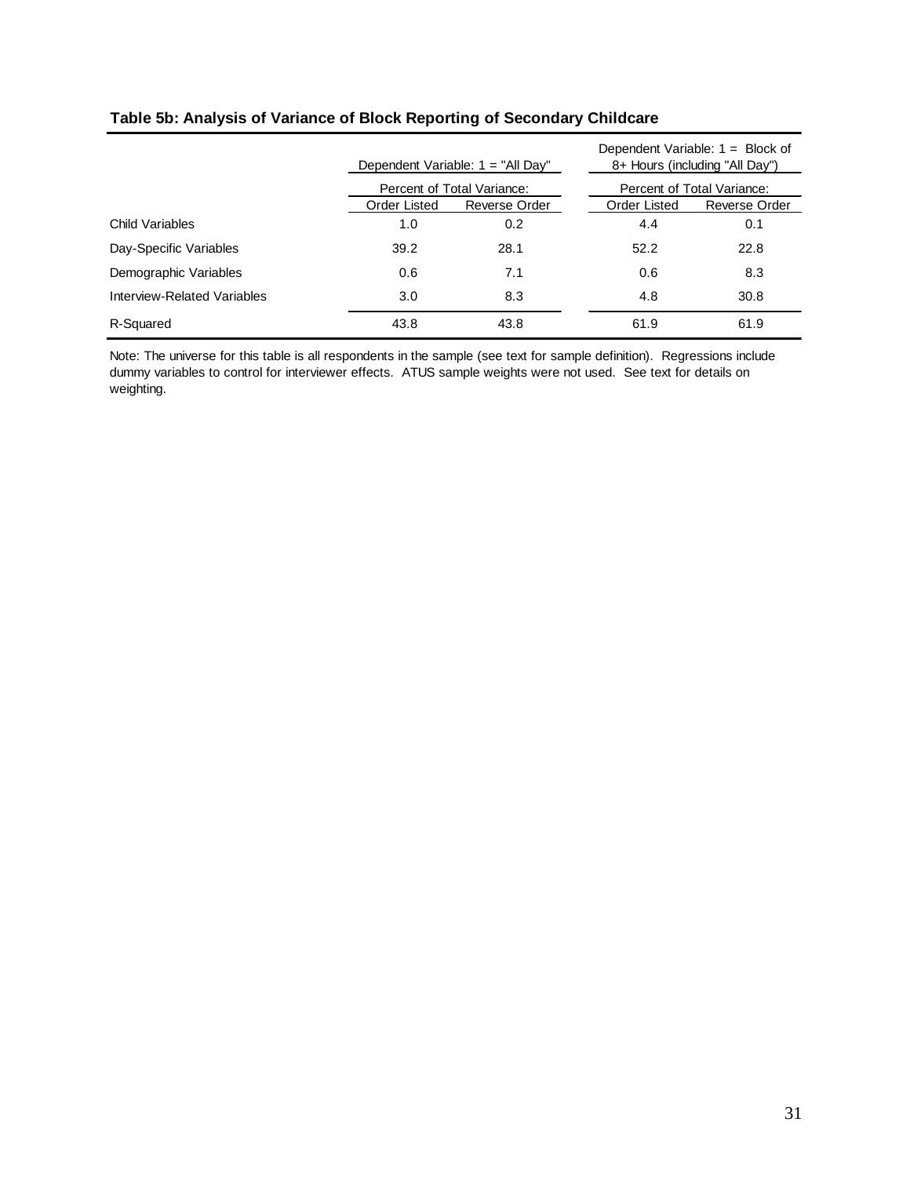**Table 5b: Analysis of Variance of Block Reporting of Secondary Childcare**

| | Dependent Variable: 1 = "All Day" | | Dependent Variable: 1 = Block of 8+ Hours (including "All Day") | |
|---|---|---|---|---|
| | Percent of Total Variance: | | Percent of Total Variance: | |
| | Order Listed | Reverse Order | Order Listed | Reverse Order |
| Child Variables | 1.0 | 0.2 | 4.4 | 0.1 |
| Day-Specific Variables | 39.2 | 28.1 | 52.2 | 22.8 |
| Demographic Variables | 0.6 | 7.1 | 0.6 | 8.3 |
| Interview-Related Variables | 3.0 | 8.3 | 4.8 | 30.8 |
| R-Squared | 43.8 | 43.8 | 61.9 | 61.9 |

Note: The universe for this table is all respondents in the sample (see text for sample definition). Regressions include dummy variables to control for interviewer effects. ATUS sample weights were not used. See text for details on weighting.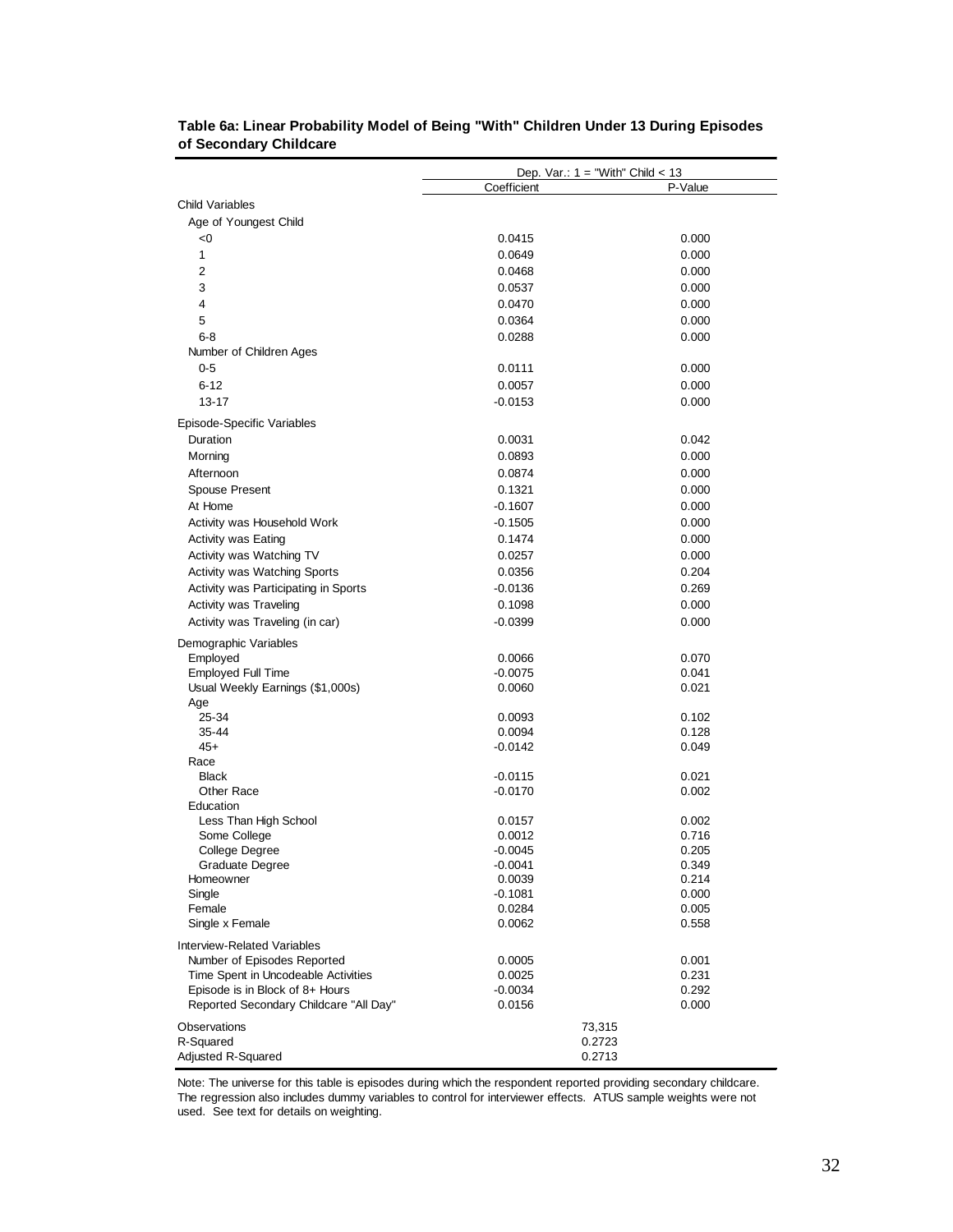**Table 6a: Linear Probability Model of Being "With" Children Under 13 During Episodes of Secondary Childcare**

| | Dep. Var.: 1 = "With" Child < 13 | |
|---|---|---|
| | Coefficient | P-Value |
| Child Variables | | |
| Age of Youngest Child | | |
| <0 | 0.0415 | 0.000 |
| 1 | 0.0649 | 0.000 |
| 2 | 0.0468 | 0.000 |
| 3 | 0.0537 | 0.000 |
| 4 | 0.0470 | 0.000 |
| 5 | 0.0364 | 0.000 |
| 6-8 | 0.0288 | 0.000 |
| Number of Children Ages | | |
| 0-5 | 0.0111 | 0.000 |
| 6-12 | 0.0057 | 0.000 |
| 13-17 | -0.0153 | 0.000 |
| Episode-Specific Variables | | |
| Duration | 0.0031 | 0.042 |
| Morning | 0.0893 | 0.000 |
| Afternoon | 0.0874 | 0.000 |
| Spouse Present | 0.1321 | 0.000 |
| At Home | -0.1607 | 0.000 |
| Activity was Household Work | -0.1505 | 0.000 |
| Activity was Eating | 0.1474 | 0.000 |
| Activity was Watching TV | 0.0257 | 0.000 |
| Activity was Watching Sports | 0.0356 | 0.204 |
| Activity was Participating in Sports | -0.0136 | 0.269 |
| Activity was Traveling | 0.1098 | 0.000 |
| Activity was Traveling (in car) | -0.0399 | 0.000 |
| Demographic Variables | | |
| Employed | 0.0066 | 0.070 |
| Employed Full Time | -0.0075 | 0.041 |
| Usual Weekly Earnings ($1,000s) | 0.0060 | 0.021 |
| Age | | |
| 25-34 | 0.0093 | 0.102 |
| 35-44 | 0.0094 | 0.128 |
| 45+ | -0.0142 | 0.049 |
| Race | | |
| Black | -0.0115 | 0.021 |
| Other Race | -0.0170 | 0.002 |
| Education | | |
| Less Than High School | 0.0157 | 0.002 |
| Some College | 0.0012 | 0.716 |
| College Degree | -0.0045 | 0.205 |
| Graduate Degree | -0.0041 | 0.349 |
| Homeowner | 0.0039 | 0.214 |
| Single | -0.1081 | 0.000 |
| Female | 0.0284 | 0.005 |
| Single x Female | 0.0062 | 0.558 |
| Interview-Related Variables | | |
| Number of Episodes Reported | 0.0005 | 0.001 |
| Time Spent in Uncodeable Activities | 0.0025 | 0.231 |
| Episode is in Block of 8+ Hours | -0.0034 | 0.292 |
| Reported Secondary Childcare "All Day" | 0.0156 | 0.000 |
| Observations | 73,315 | |
| R-Squared | 0.2723 | |
| Adjusted R-Squared | 0.2713 | |

Note: The universe for this table is episodes during which the respondent reported providing secondary childcare. The regression also includes dummy variables to control for interviewer effects. ATUS sample weights were not used. See text for details on weighting.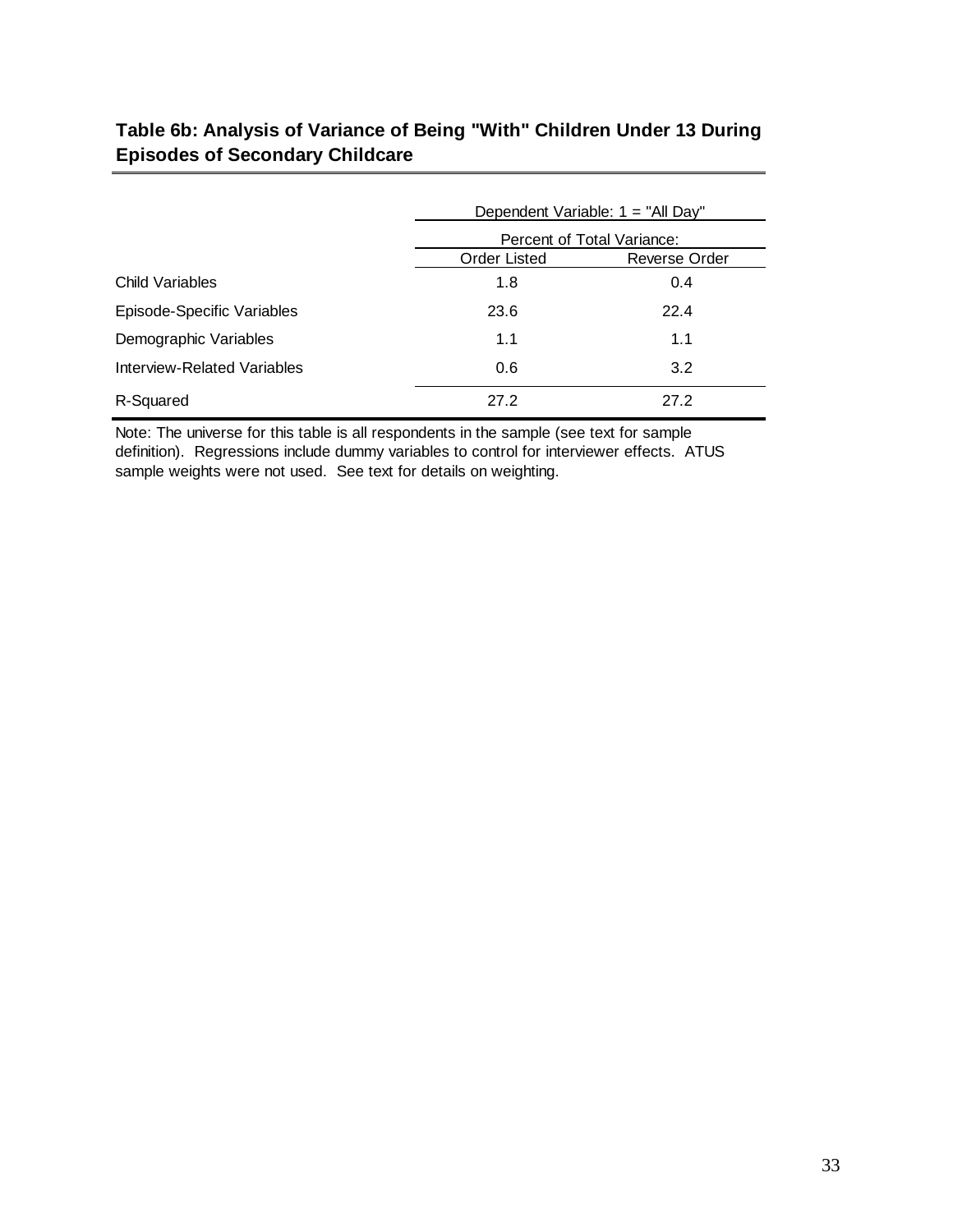**Table 6b: Analysis of Variance of Being "With" Children Under 13 During Episodes of Secondary Childcare**

| | Dependent Variable: 1 = "All Day" | |
|---|---|---|
| | Percent of Total Variance: | |
| | Order Listed | Reverse Order |
| Child Variables | 1.8 | 0.4 |
| Episode-Specific Variables | 23.6 | 22.4 |
| Demographic Variables | 1.1 | 1.1 |
| Interview-Related Variables | 0.6 | 3.2 |
| R-Squared | 27.2 | 27.2 |

Note: The universe for this table is all respondents in the sample (see text for sample definition). Regressions include dummy variables to control for interviewer effects. ATUS sample weights were not used. See text for details on weighting.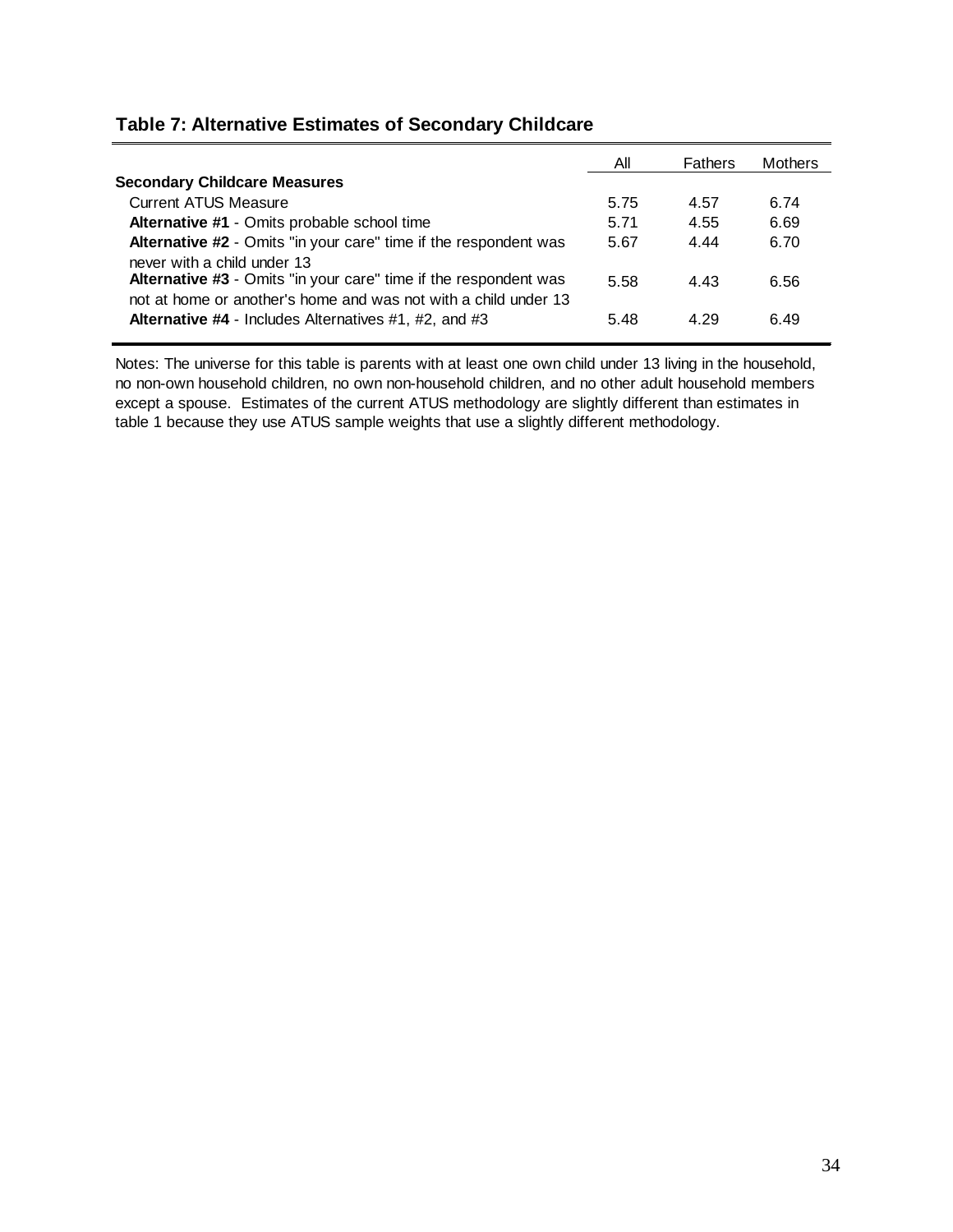## Table 7: Alternative Estimates of Secondary Childcare

| | All | Fathers | Mothers |
|---|---|---|---|
| **Secondary Childcare Measures** | | | |
| Current ATUS Measure | 5.75 | 4.57 | 6.74 |
| **Alternative #1** - Omits probable school time | 5.71 | 4.55 | 6.69 |
| **Alternative #2** - Omits "in your care" time if the respondent was never with a child under 13 | 5.67 | 4.44 | 6.70 |
| **Alternative #3** - Omits "in your care" time if the respondent was not at home or another's home and was not with a child under 13 | 5.58 | 4.43 | 6.56 |
| **Alternative #4** - Includes Alternatives #1, #2, and #3 | 5.48 | 4.29 | 6.49 |

Notes: The universe for this table is parents with at least one own child under 13 living in the household, no non-own household children, no own non-household children, and no other adult household members except a spouse. Estimates of the current ATUS methodology are slightly different than estimates in table 1 because they use ATUS sample weights that use a slightly different methodology.